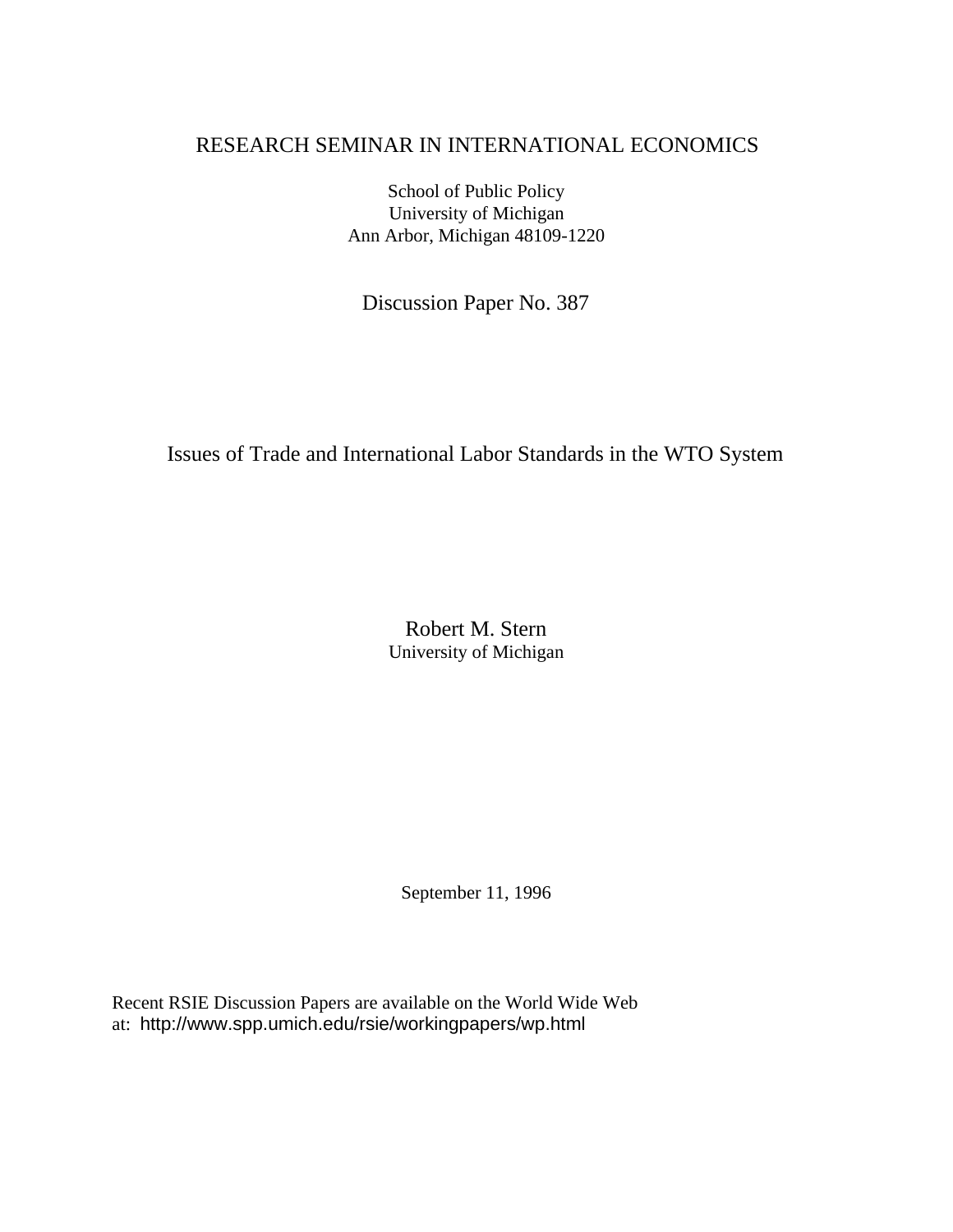RESEARCH SEMINAR IN INTERNATIONAL ECONOMICS

School of Public Policy
University of Michigan
Ann Arbor, Michigan 48109-1220

Discussion Paper No. 387

# Issues of Trade and International Labor Standards in the WTO System

Robert M. Stern
University of Michigan

September 11, 1996

Recent RSIE Discussion Papers are available on the World Wide Web at: http://www.spp.umich.edu/rsie/workingpapers/wp.html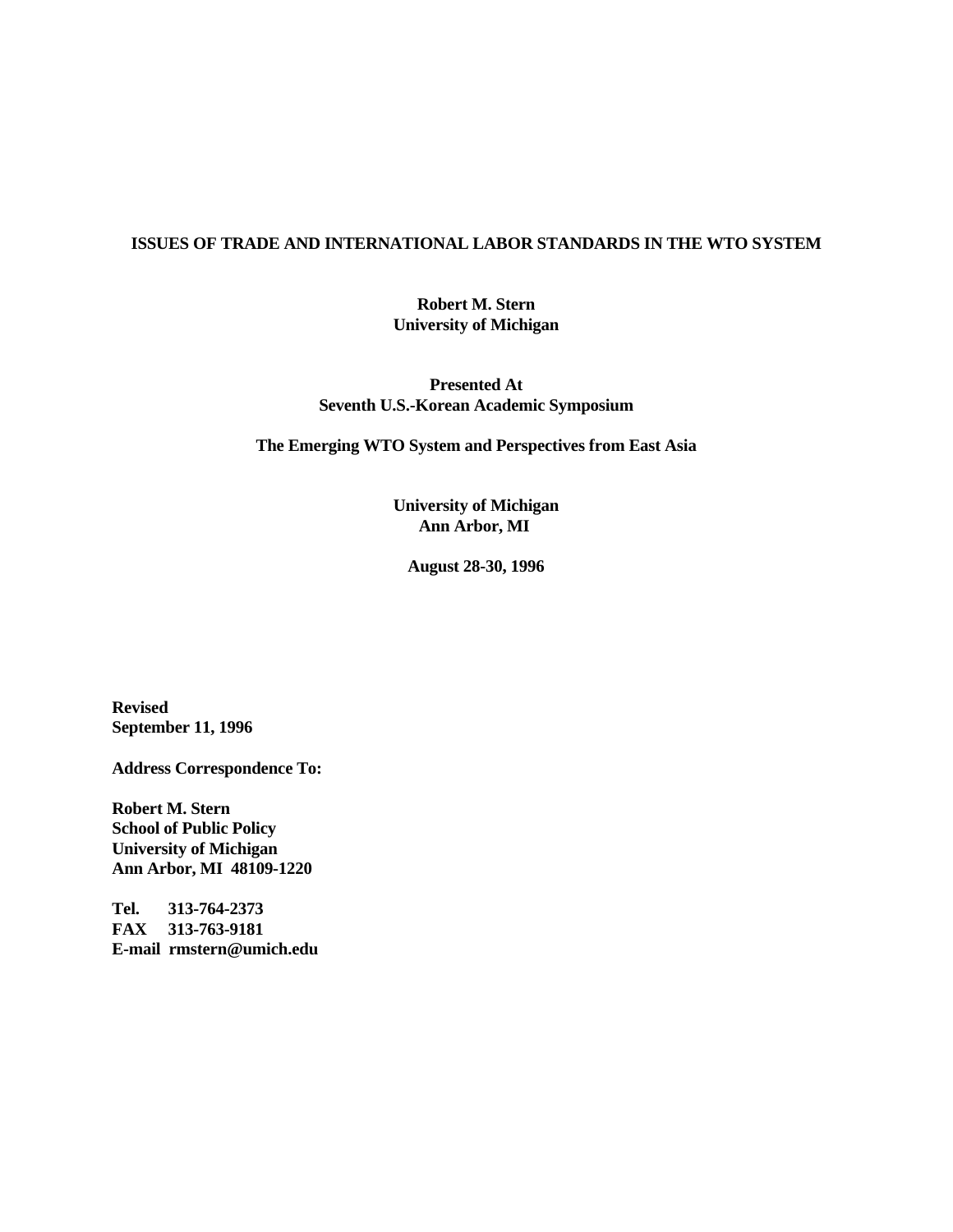# ISSUES OF TRADE AND INTERNATIONAL LABOR STANDARDS IN THE WTO SYSTEM

**Robert M. Stern**
**University of Michigan**

**Presented At**
**Seventh U.S.-Korean Academic Symposium**

**The Emerging WTO System and Perspectives from East Asia**

**University of Michigan**
**Ann Arbor, MI**

**August 28-30, 1996**

**Revised**
**September 11, 1996**

**Address Correspondence To:**

**Robert M. Stern**
**School of Public Policy**
**University of Michigan**
**Ann Arbor, MI 48109-1220**

**Tel. 313-764-2373**
**FAX 313-763-9181**
**E-mail rmstern@umich.edu**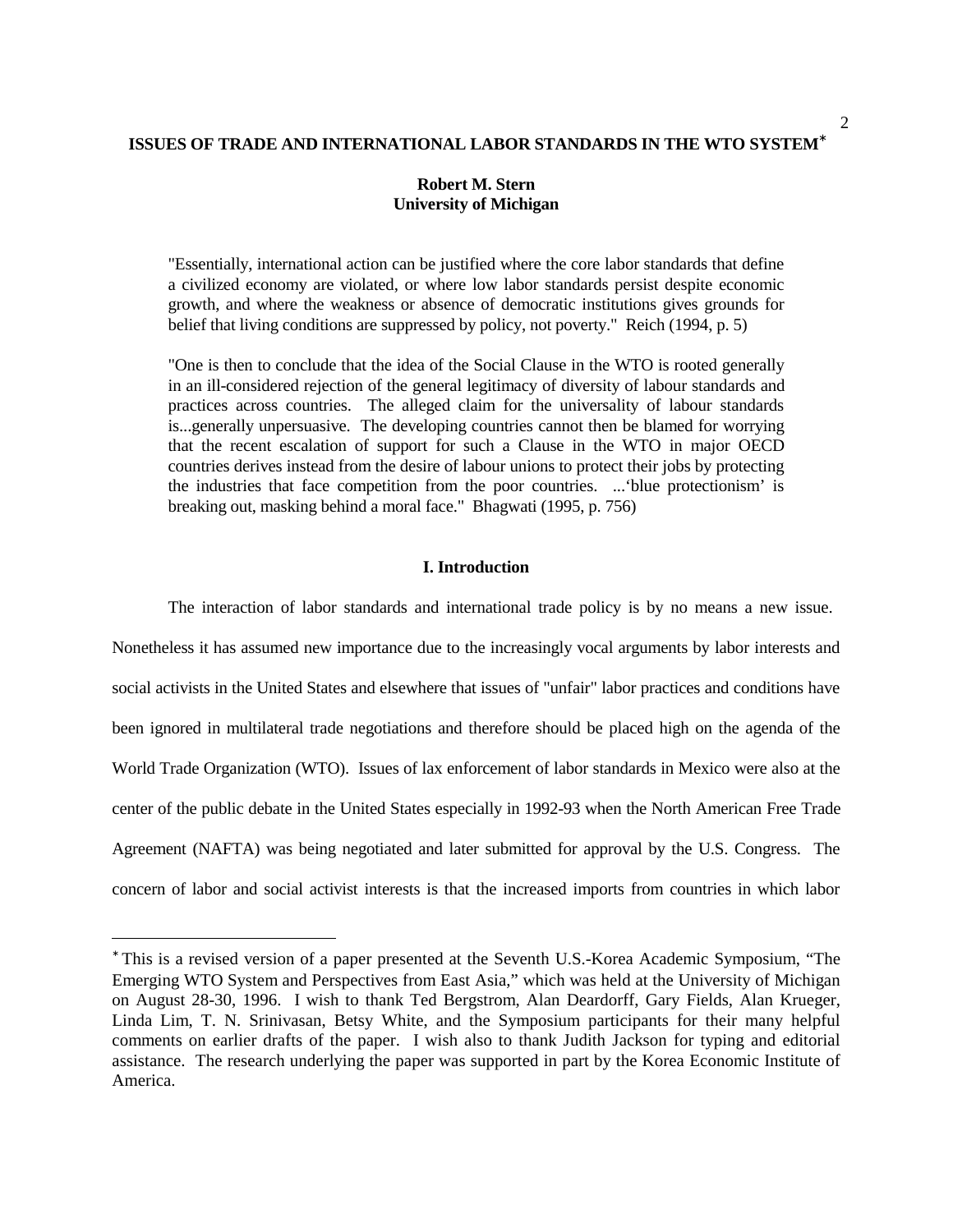# ISSUES OF TRADE AND INTERNATIONAL LABOR STANDARDS IN THE WTO SYSTEM*

**Robert M. Stern**
**University of Michigan**

> "Essentially, international action can be justified where the core labor standards that define a civilized economy are violated, or where low labor standards persist despite economic growth, and where the weakness or absence of democratic institutions gives grounds for belief that living conditions are suppressed by policy, not poverty." Reich (1994, p. 5)

> "One is then to conclude that the idea of the Social Clause in the WTO is rooted generally in an ill-considered rejection of the general legitimacy of diversity of labour standards and practices across countries. The alleged claim for the universality of labour standards is...generally unpersuasive. The developing countries cannot then be blamed for worrying that the recent escalation of support for such a Clause in the WTO in major OECD countries derives instead from the desire of labour unions to protect their jobs by protecting the industries that face competition from the poor countries. ...'blue protectionism' is breaking out, masking behind a moral face." Bhagwati (1995, p. 756)

## I. Introduction

The interaction of labor standards and international trade policy is by no means a new issue. Nonetheless it has assumed new importance due to the increasingly vocal arguments by labor interests and social activists in the United States and elsewhere that issues of "unfair" labor practices and conditions have been ignored in multilateral trade negotiations and therefore should be placed high on the agenda of the World Trade Organization (WTO). Issues of lax enforcement of labor standards in Mexico were also at the center of the public debate in the United States especially in 1992-93 when the North American Free Trade Agreement (NAFTA) was being negotiated and later submitted for approval by the U.S. Congress. The concern of labor and social activist interests is that the increased imports from countries in which labor

---

* This is a revised version of a paper presented at the Seventh U.S.-Korea Academic Symposium, "The Emerging WTO System and Perspectives from East Asia," which was held at the University of Michigan on August 28-30, 1996. I wish to thank Ted Bergstrom, Alan Deardorff, Gary Fields, Alan Krueger, Linda Lim, T. N. Srinivasan, Betsy White, and the Symposium participants for their many helpful comments on earlier drafts of the paper. I wish also to thank Judith Jackson for typing and editorial assistance. The research underlying the paper was supported in part by the Korea Economic Institute of America.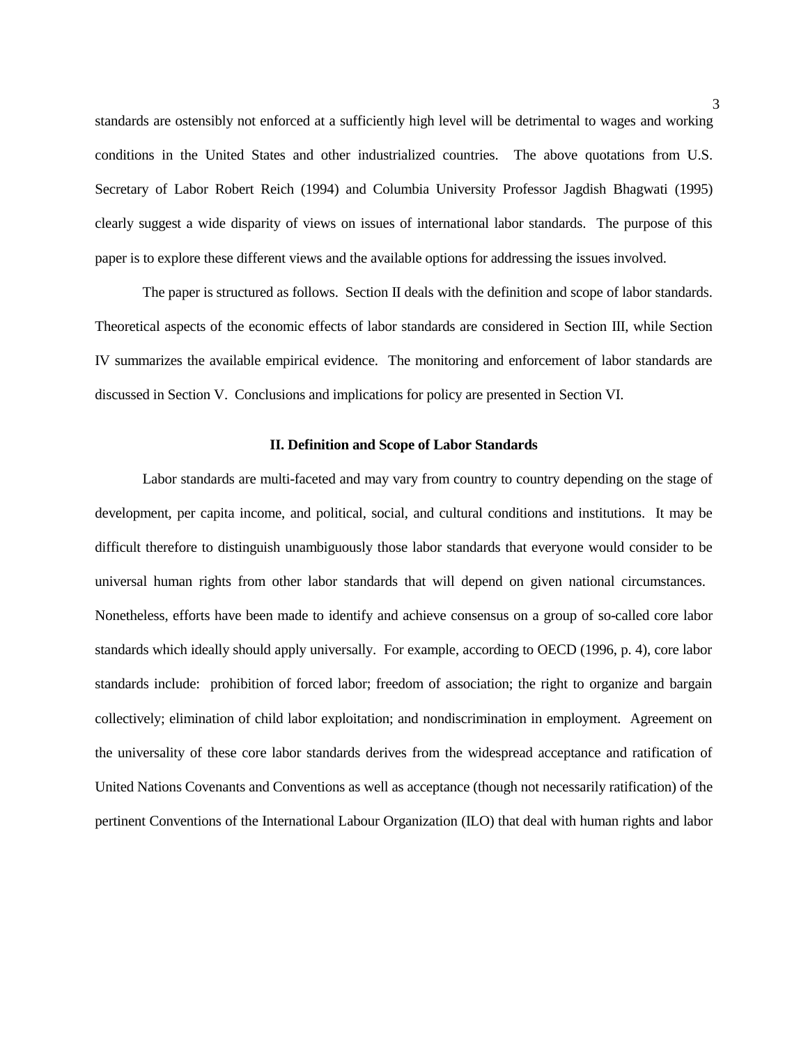standards are ostensibly not enforced at a sufficiently high level will be detrimental to wages and working conditions in the United States and other industrialized countries. The above quotations from U.S. Secretary of Labor Robert Reich (1994) and Columbia University Professor Jagdish Bhagwati (1995) clearly suggest a wide disparity of views on issues of international labor standards. The purpose of this paper is to explore these different views and the available options for addressing the issues involved.

The paper is structured as follows. Section II deals with the definition and scope of labor standards. Theoretical aspects of the economic effects of labor standards are considered in Section III, while Section IV summarizes the available empirical evidence. The monitoring and enforcement of labor standards are discussed in Section V. Conclusions and implications for policy are presented in Section VI.

## II. Definition and Scope of Labor Standards

Labor standards are multi-faceted and may vary from country to country depending on the stage of development, per capita income, and political, social, and cultural conditions and institutions. It may be difficult therefore to distinguish unambiguously those labor standards that everyone would consider to be universal human rights from other labor standards that will depend on given national circumstances. Nonetheless, efforts have been made to identify and achieve consensus on a group of so-called core labor standards which ideally should apply universally. For example, according to OECD (1996, p. 4), core labor standards include: prohibition of forced labor; freedom of association; the right to organize and bargain collectively; elimination of child labor exploitation; and nondiscrimination in employment. Agreement on the universality of these core labor standards derives from the widespread acceptance and ratification of United Nations Covenants and Conventions as well as acceptance (though not necessarily ratification) of the pertinent Conventions of the International Labour Organization (ILO) that deal with human rights and labor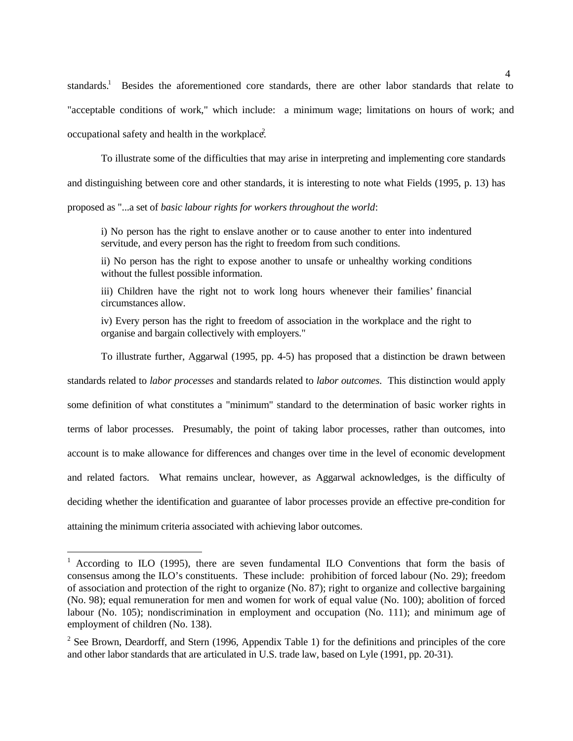standards.[1] Besides the aforementioned core standards, there are other labor standards that relate to "acceptable conditions of work," which include: a minimum wage; limitations on hours of work; and occupational safety and health in the workplace.[2]

To illustrate some of the difficulties that may arise in interpreting and implementing core standards and distinguishing between core and other standards, it is interesting to note what Fields (1995, p. 13) has proposed as "...a set of *basic labour rights for workers throughout the world*:

> i) No person has the right to enslave another or to cause another to enter into indentured servitude, and every person has the right to freedom from such conditions.
>
> ii) No person has the right to expose another to unsafe or unhealthy working conditions without the fullest possible information.
>
> iii) Children have the right not to work long hours whenever their families' financial circumstances allow.
>
> iv) Every person has the right to freedom of association in the workplace and the right to organise and bargain collectively with employers."

To illustrate further, Aggarwal (1995, pp. 4-5) has proposed that a distinction be drawn between standards related to *labor processes* and standards related to *labor outcomes*. This distinction would apply some definition of what constitutes a "minimum" standard to the determination of basic worker rights in terms of labor processes. Presumably, the point of taking labor processes, rather than outcomes, into account is to make allowance for differences and changes over time in the level of economic development and related factors. What remains unclear, however, as Aggarwal acknowledges, is the difficulty of deciding whether the identification and guarantee of labor processes provide an effective pre-condition for attaining the minimum criteria associated with achieving labor outcomes.

---

[1] According to ILO (1995), there are seven fundamental ILO Conventions that form the basis of consensus among the ILO's constituents. These include: prohibition of forced labour (No. 29); freedom of association and protection of the right to organize (No. 87); right to organize and collective bargaining (No. 98); equal remuneration for men and women for work of equal value (No. 100); abolition of forced labour (No. 105); nondiscrimination in employment and occupation (No. 111); and minimum age of employment of children (No. 138).

[2] See Brown, Deardorff, and Stern (1996, Appendix Table 1) for the definitions and principles of the core and other labor standards that are articulated in U.S. trade law, based on Lyle (1991, pp. 20-31).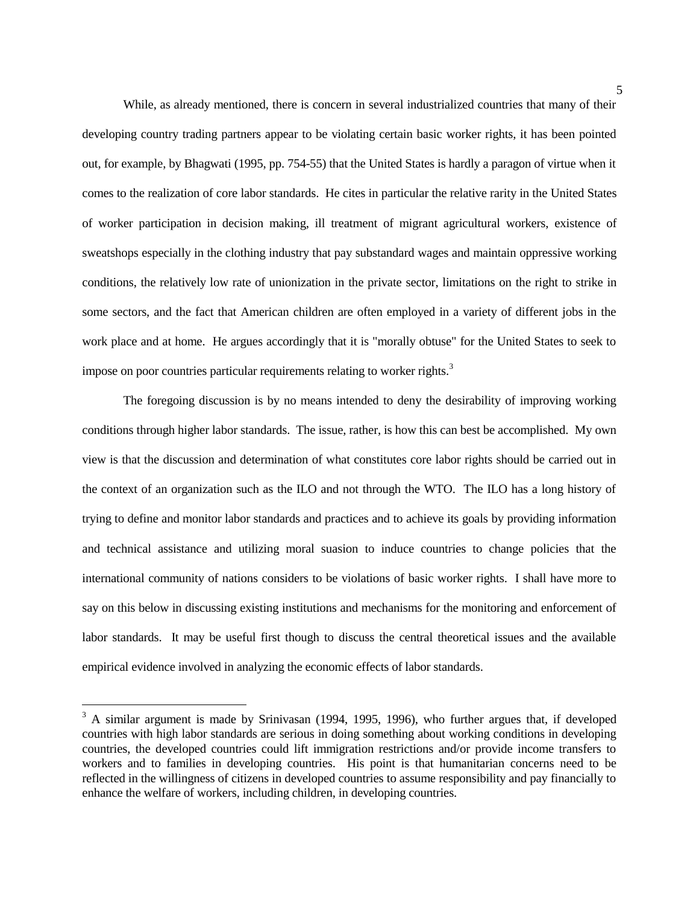While, as already mentioned, there is concern in several industrialized countries that many of their developing country trading partners appear to be violating certain basic worker rights, it has been pointed out, for example, by Bhagwati (1995, pp. 754-55) that the United States is hardly a paragon of virtue when it comes to the realization of core labor standards. He cites in particular the relative rarity in the United States of worker participation in decision making, ill treatment of migrant agricultural workers, existence of sweatshops especially in the clothing industry that pay substandard wages and maintain oppressive working conditions, the relatively low rate of unionization in the private sector, limitations on the right to strike in some sectors, and the fact that American children are often employed in a variety of different jobs in the work place and at home. He argues accordingly that it is "morally obtuse" for the United States to seek to impose on poor countries particular requirements relating to worker rights.[3]

The foregoing discussion is by no means intended to deny the desirability of improving working conditions through higher labor standards. The issue, rather, is how this can best be accomplished. My own view is that the discussion and determination of what constitutes core labor rights should be carried out in the context of an organization such as the ILO and not through the WTO. The ILO has a long history of trying to define and monitor labor standards and practices and to achieve its goals by providing information and technical assistance and utilizing moral suasion to induce countries to change policies that the international community of nations considers to be violations of basic worker rights. I shall have more to say on this below in discussing existing institutions and mechanisms for the monitoring and enforcement of labor standards. It may be useful first though to discuss the central theoretical issues and the available empirical evidence involved in analyzing the economic effects of labor standards.

---

[3] A similar argument is made by Srinivasan (1994, 1995, 1996), who further argues that, if developed countries with high labor standards are serious in doing something about working conditions in developing countries, the developed countries could lift immigration restrictions and/or provide income transfers to workers and to families in developing countries. His point is that humanitarian concerns need to be reflected in the willingness of citizens in developed countries to assume responsibility and pay financially to enhance the welfare of workers, including children, in developing countries.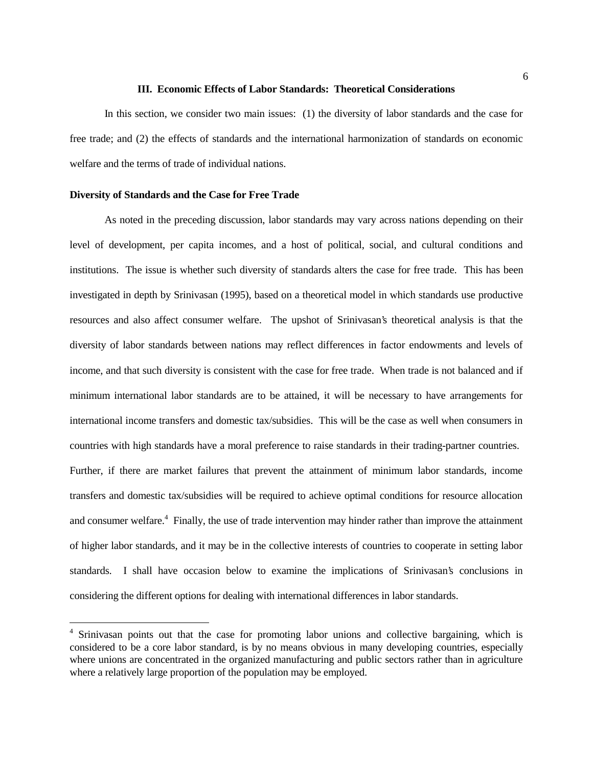### III. Economic Effects of Labor Standards: Theoretical Considerations

In this section, we consider two main issues: (1) the diversity of labor standards and the case for free trade; and (2) the effects of standards and the international harmonization of standards on economic welfare and the terms of trade of individual nations.

**Diversity of Standards and the Case for Free Trade**

As noted in the preceding discussion, labor standards may vary across nations depending on their level of development, per capita incomes, and a host of political, social, and cultural conditions and institutions. The issue is whether such diversity of standards alters the case for free trade. This has been investigated in depth by Srinivasan (1995), based on a theoretical model in which standards use productive resources and also affect consumer welfare. The upshot of Srinivasan's theoretical analysis is that the diversity of labor standards between nations may reflect differences in factor endowments and levels of income, and that such diversity is consistent with the case for free trade. When trade is not balanced and if minimum international labor standards are to be attained, it will be necessary to have arrangements for international income transfers and domestic tax/subsidies. This will be the case as well when consumers in countries with high standards have a moral preference to raise standards in their trading-partner countries. Further, if there are market failures that prevent the attainment of minimum labor standards, income transfers and domestic tax/subsidies will be required to achieve optimal conditions for resource allocation and consumer welfare.[4] Finally, the use of trade intervention may hinder rather than improve the attainment of higher labor standards, and it may be in the collective interests of countries to cooperate in setting labor standards. I shall have occasion below to examine the implications of Srinivasan's conclusions in considering the different options for dealing with international differences in labor standards.

[4] Srinivasan points out that the case for promoting labor unions and collective bargaining, which is considered to be a core labor standard, is by no means obvious in many developing countries, especially where unions are concentrated in the organized manufacturing and public sectors rather than in agriculture where a relatively large proportion of the population may be employed.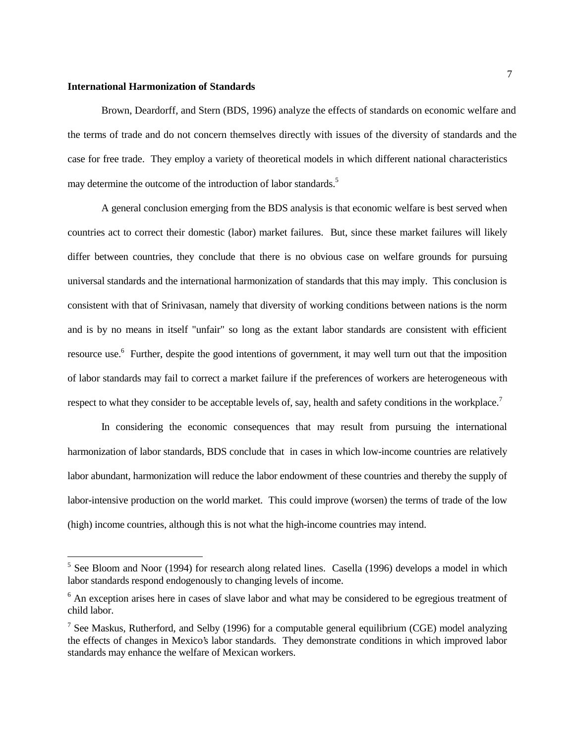**International Harmonization of Standards**

Brown, Deardorff, and Stern (BDS, 1996) analyze the effects of standards on economic welfare and the terms of trade and do not concern themselves directly with issues of the diversity of standards and the case for free trade. They employ a variety of theoretical models in which different national characteristics may determine the outcome of the introduction of labor standards.[5]

A general conclusion emerging from the BDS analysis is that economic welfare is best served when countries act to correct their domestic (labor) market failures. But, since these market failures will likely differ between countries, they conclude that there is no obvious case on welfare grounds for pursuing universal standards and the international harmonization of standards that this may imply. This conclusion is consistent with that of Srinivasan, namely that diversity of working conditions between nations is the norm and is by no means in itself "unfair" so long as the extant labor standards are consistent with efficient resource use.[6] Further, despite the good intentions of government, it may well turn out that the imposition of labor standards may fail to correct a market failure if the preferences of workers are heterogeneous with respect to what they consider to be acceptable levels of, say, health and safety conditions in the workplace.[7]

In considering the economic consequences that may result from pursuing the international harmonization of labor standards, BDS conclude that in cases in which low-income countries are relatively labor abundant, harmonization will reduce the labor endowment of these countries and thereby the supply of labor-intensive production on the world market. This could improve (worsen) the terms of trade of the low (high) income countries, although this is not what the high-income countries may intend.

---

[5] See Bloom and Noor (1994) for research along related lines. Casella (1996) develops a model in which labor standards respond endogenously to changing levels of income.

[6] An exception arises here in cases of slave labor and what may be considered to be egregious treatment of child labor.

[7] See Maskus, Rutherford, and Selby (1996) for a computable general equilibrium (CGE) model analyzing the effects of changes in Mexico's labor standards. They demonstrate conditions in which improved labor standards may enhance the welfare of Mexican workers.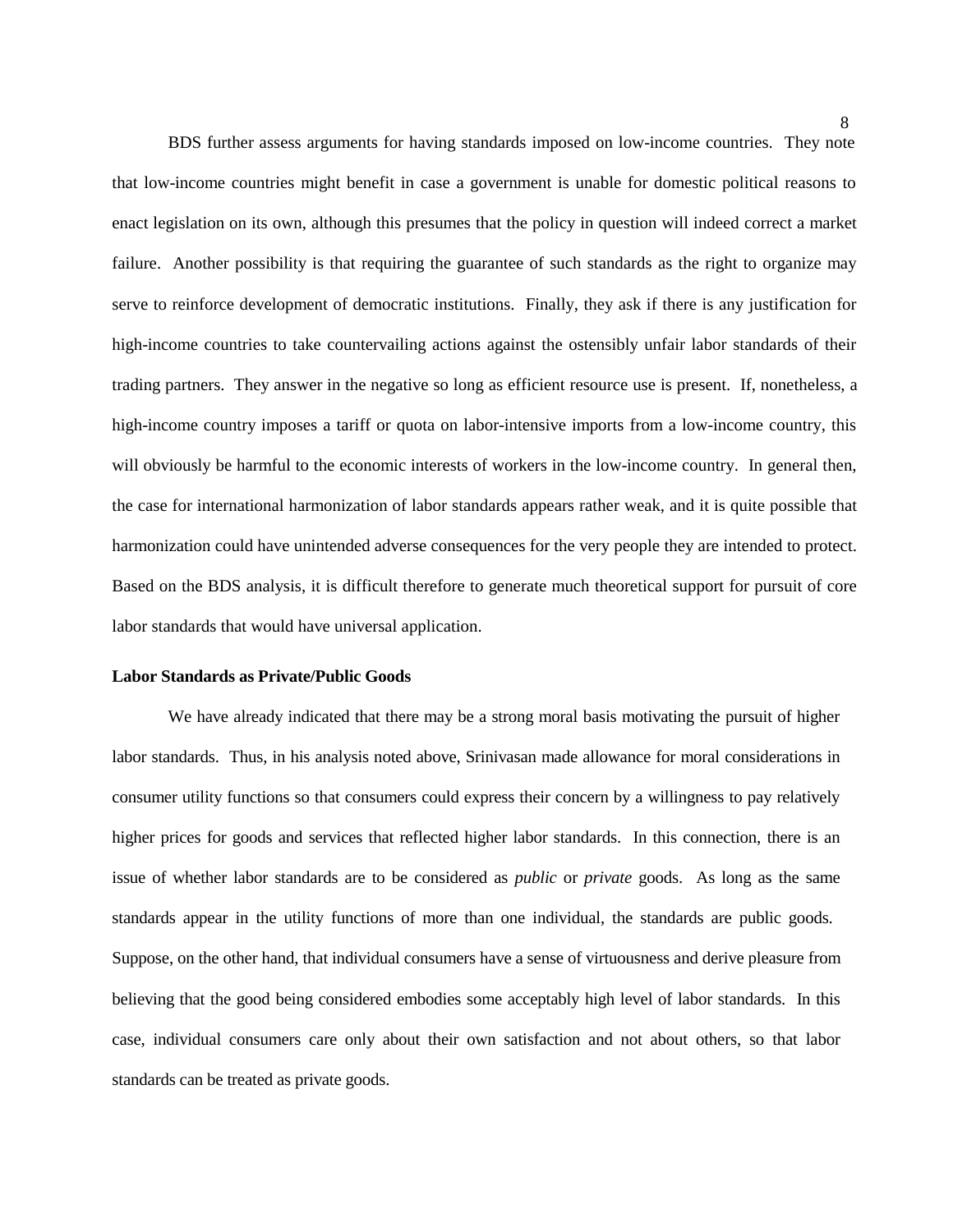BDS further assess arguments for having standards imposed on low-income countries. They note that low-income countries might benefit in case a government is unable for domestic political reasons to enact legislation on its own, although this presumes that the policy in question will indeed correct a market failure. Another possibility is that requiring the guarantee of such standards as the right to organize may serve to reinforce development of democratic institutions. Finally, they ask if there is any justification for high-income countries to take countervailing actions against the ostensibly unfair labor standards of their trading partners. They answer in the negative so long as efficient resource use is present. If, nonetheless, a high-income country imposes a tariff or quota on labor-intensive imports from a low-income country, this will obviously be harmful to the economic interests of workers in the low-income country. In general then, the case for international harmonization of labor standards appears rather weak, and it is quite possible that harmonization could have unintended adverse consequences for the very people they are intended to protect. Based on the BDS analysis, it is difficult therefore to generate much theoretical support for pursuit of core labor standards that would have universal application.

**Labor Standards as Private/Public Goods**

We have already indicated that there may be a strong moral basis motivating the pursuit of higher labor standards. Thus, in his analysis noted above, Srinivasan made allowance for moral considerations in consumer utility functions so that consumers could express their concern by a willingness to pay relatively higher prices for goods and services that reflected higher labor standards. In this connection, there is an issue of whether labor standards are to be considered as *public* or *private* goods. As long as the same standards appear in the utility functions of more than one individual, the standards are public goods. Suppose, on the other hand, that individual consumers have a sense of virtuousness and derive pleasure from believing that the good being considered embodies some acceptably high level of labor standards. In this case, individual consumers care only about their own satisfaction and not about others, so that labor standards can be treated as private goods.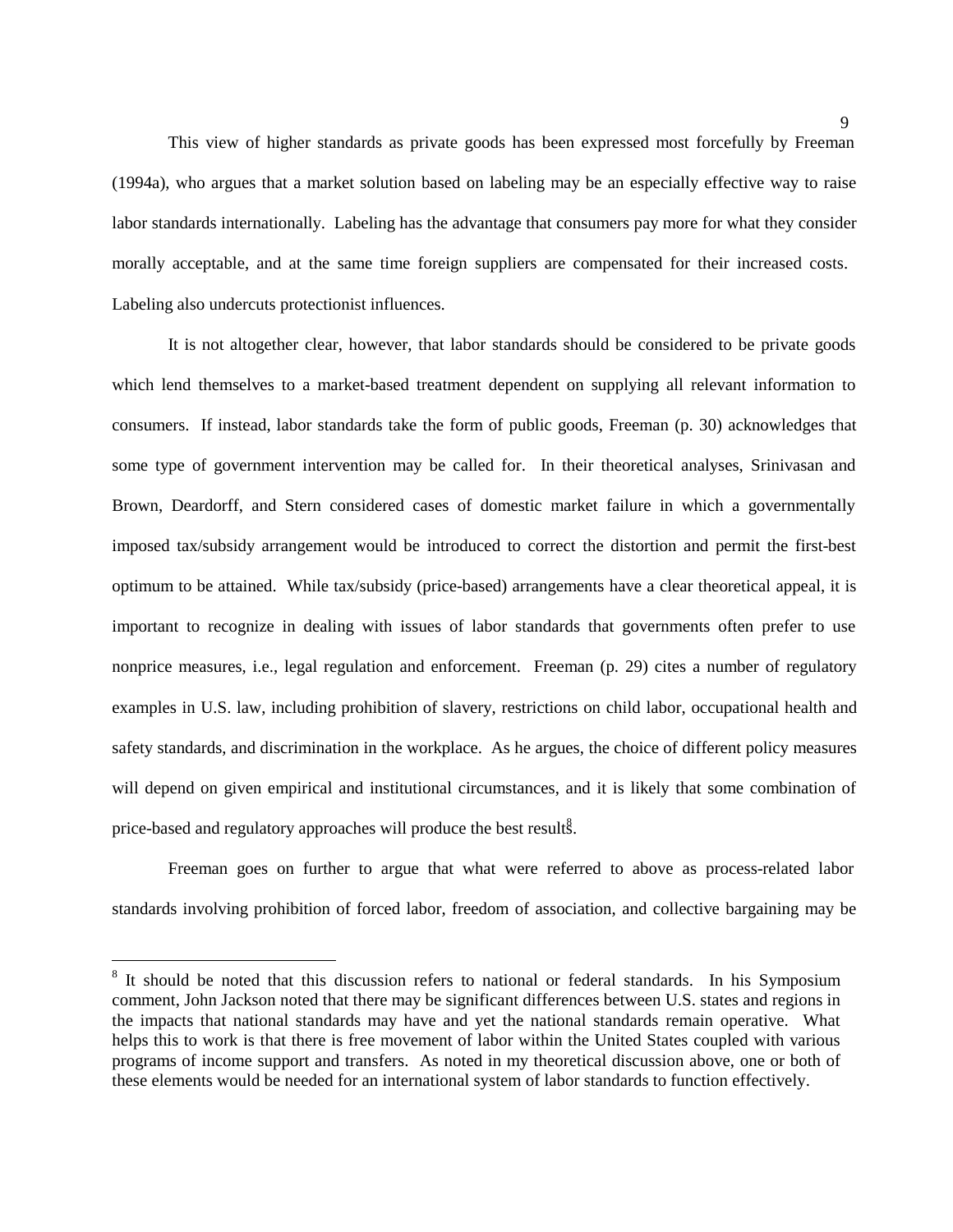This view of higher standards as private goods has been expressed most forcefully by Freeman (1994a), who argues that a market solution based on labeling may be an especially effective way to raise labor standards internationally. Labeling has the advantage that consumers pay more for what they consider morally acceptable, and at the same time foreign suppliers are compensated for their increased costs. Labeling also undercuts protectionist influences.

It is not altogether clear, however, that labor standards should be considered to be private goods which lend themselves to a market-based treatment dependent on supplying all relevant information to consumers. If instead, labor standards take the form of public goods, Freeman (p. 30) acknowledges that some type of government intervention may be called for. In their theoretical analyses, Srinivasan and Brown, Deardorff, and Stern considered cases of domestic market failure in which a governmentally imposed tax/subsidy arrangement would be introduced to correct the distortion and permit the first-best optimum to be attained. While tax/subsidy (price-based) arrangements have a clear theoretical appeal, it is important to recognize in dealing with issues of labor standards that governments often prefer to use nonprice measures, i.e., legal regulation and enforcement. Freeman (p. 29) cites a number of regulatory examples in U.S. law, including prohibition of slavery, restrictions on child labor, occupational health and safety standards, and discrimination in the workplace. As he argues, the choice of different policy measures will depend on given empirical and institutional circumstances, and it is likely that some combination of price-based and regulatory approaches will produce the best results.[8]

Freeman goes on further to argue that what were referred to above as process-related labor standards involving prohibition of forced labor, freedom of association, and collective bargaining may be

[8] It should be noted that this discussion refers to national or federal standards. In his Symposium comment, John Jackson noted that there may be significant differences between U.S. states and regions in the impacts that national standards may have and yet the national standards remain operative. What helps this to work is that there is free movement of labor within the United States coupled with various programs of income support and transfers. As noted in my theoretical discussion above, one or both of these elements would be needed for an international system of labor standards to function effectively.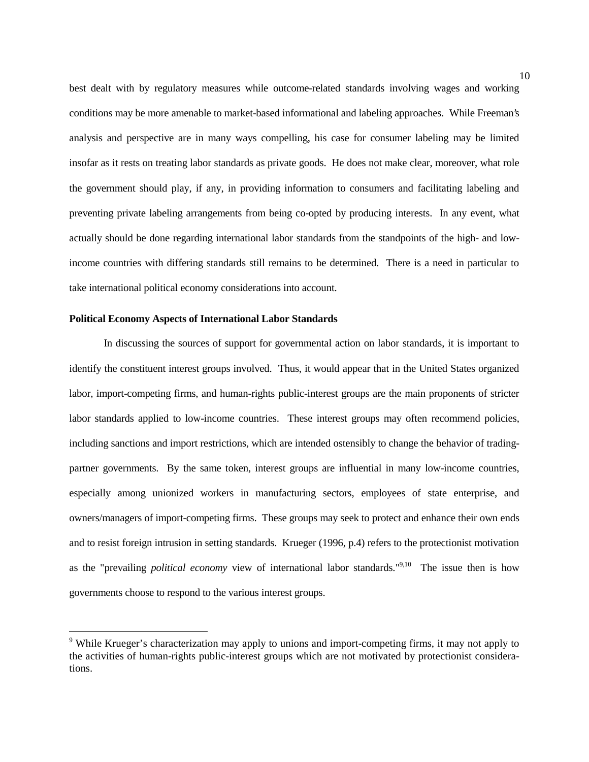best dealt with by regulatory measures while outcome-related standards involving wages and working conditions may be more amenable to market-based informational and labeling approaches. While Freeman's analysis and perspective are in many ways compelling, his case for consumer labeling may be limited insofar as it rests on treating labor standards as private goods. He does not make clear, moreover, what role the government should play, if any, in providing information to consumers and facilitating labeling and preventing private labeling arrangements from being co-opted by producing interests. In any event, what actually should be done regarding international labor standards from the standpoints of the high- and low-income countries with differing standards still remains to be determined. There is a need in particular to take international political economy considerations into account.

**Political Economy Aspects of International Labor Standards**

In discussing the sources of support for governmental action on labor standards, it is important to identify the constituent interest groups involved. Thus, it would appear that in the United States organized labor, import-competing firms, and human-rights public-interest groups are the main proponents of stricter labor standards applied to low-income countries. These interest groups may often recommend policies, including sanctions and import restrictions, which are intended ostensibly to change the behavior of trading-partner governments. By the same token, interest groups are influential in many low-income countries, especially among unionized workers in manufacturing sectors, employees of state enterprise, and owners/managers of import-competing firms. These groups may seek to protect and enhance their own ends and to resist foreign intrusion in setting standards. Krueger (1996, p.4) refers to the protectionist motivation as the "prevailing *political economy* view of international labor standards."[9,10] The issue then is how governments choose to respond to the various interest groups.

---

[9] While Krueger's characterization may apply to unions and import-competing firms, it may not apply to the activities of human-rights public-interest groups which are not motivated by protectionist considerations.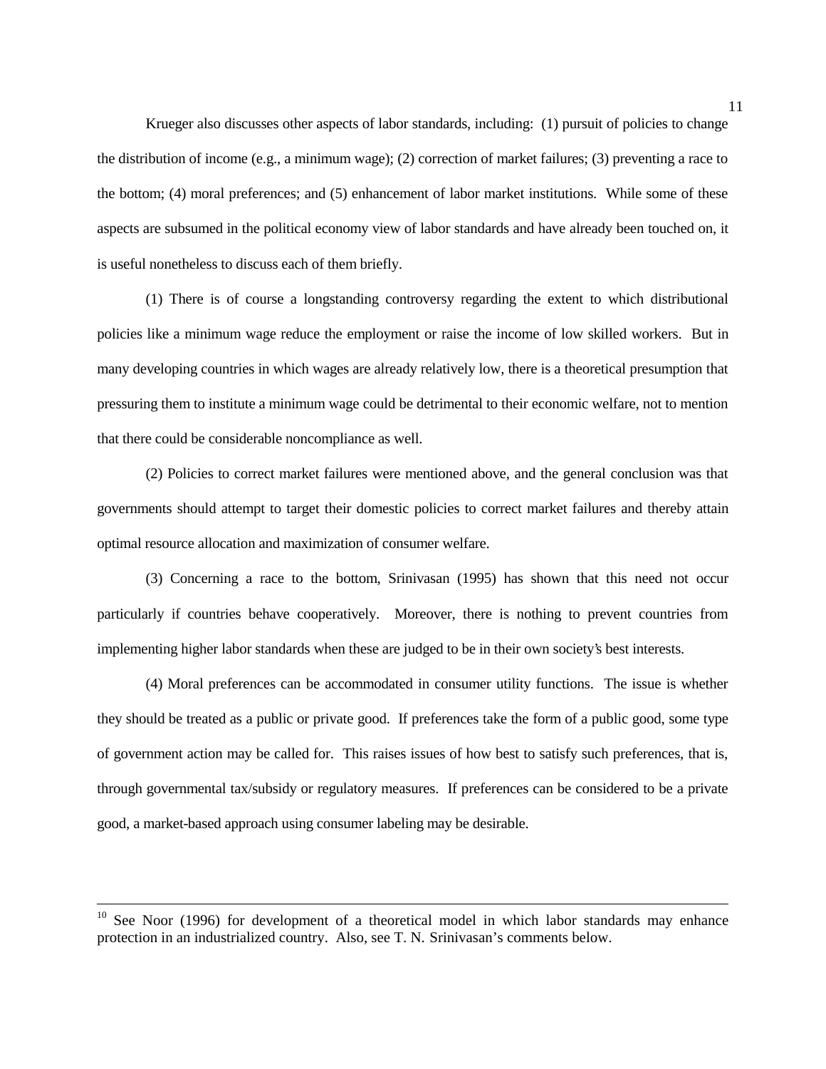Krueger also discusses other aspects of labor standards, including: (1) pursuit of policies to change the distribution of income (e.g., a minimum wage); (2) correction of market failures; (3) preventing a race to the bottom; (4) moral preferences; and (5) enhancement of labor market institutions. While some of these aspects are subsumed in the political economy view of labor standards and have already been touched on, it is useful nonetheless to discuss each of them briefly.

(1) There is of course a longstanding controversy regarding the extent to which distributional policies like a minimum wage reduce the employment or raise the income of low skilled workers. But in many developing countries in which wages are already relatively low, there is a theoretical presumption that pressuring them to institute a minimum wage could be detrimental to their economic welfare, not to mention that there could be considerable noncompliance as well.

(2) Policies to correct market failures were mentioned above, and the general conclusion was that governments should attempt to target their domestic policies to correct market failures and thereby attain optimal resource allocation and maximization of consumer welfare.

(3) Concerning a race to the bottom, Srinivasan (1995) has shown that this need not occur particularly if countries behave cooperatively. Moreover, there is nothing to prevent countries from implementing higher labor standards when these are judged to be in their own society's best interests.

(4) Moral preferences can be accommodated in consumer utility functions. The issue is whether they should be treated as a public or private good. If preferences take the form of a public good, some type of government action may be called for. This raises issues of how best to satisfy such preferences, that is, through governmental tax/subsidy or regulatory measures. If preferences can be considered to be a private good, a market-based approach using consumer labeling may be desirable.

---

[10] See Noor (1996) for development of a theoretical model in which labor standards may enhance protection in an industrialized country. Also, see T. N. Srinivasan's comments below.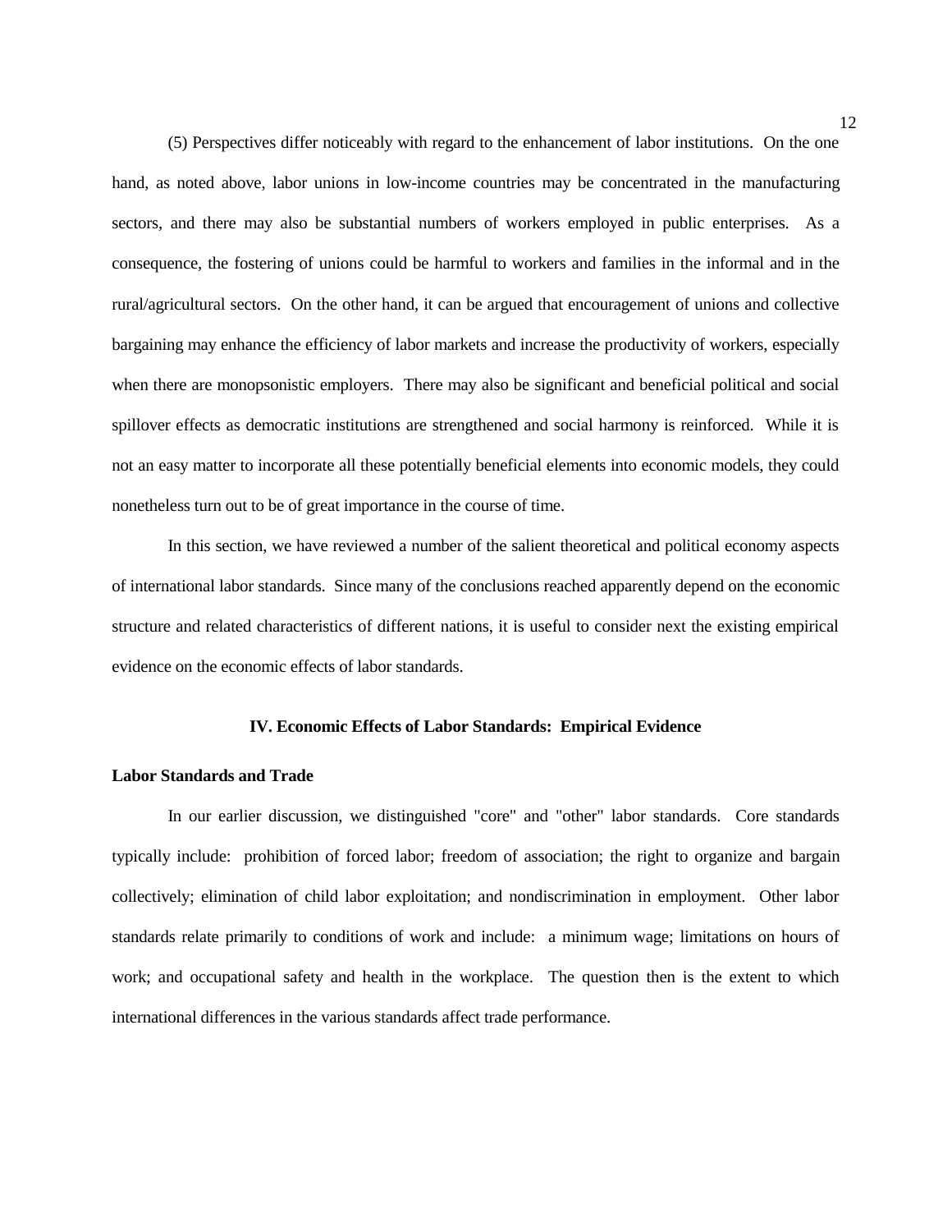(5) Perspectives differ noticeably with regard to the enhancement of labor institutions. On the one hand, as noted above, labor unions in low-income countries may be concentrated in the manufacturing sectors, and there may also be substantial numbers of workers employed in public enterprises. As a consequence, the fostering of unions could be harmful to workers and families in the informal and in the rural/agricultural sectors. On the other hand, it can be argued that encouragement of unions and collective bargaining may enhance the efficiency of labor markets and increase the productivity of workers, especially when there are monopsonistic employers. There may also be significant and beneficial political and social spillover effects as democratic institutions are strengthened and social harmony is reinforced. While it is not an easy matter to incorporate all these potentially beneficial elements into economic models, they could nonetheless turn out to be of great importance in the course of time.

In this section, we have reviewed a number of the salient theoretical and political economy aspects of international labor standards. Since many of the conclusions reached apparently depend on the economic structure and related characteristics of different nations, it is useful to consider next the existing empirical evidence on the economic effects of labor standards.

## IV. Economic Effects of Labor Standards: Empirical Evidence

### Labor Standards and Trade

In our earlier discussion, we distinguished "core" and "other" labor standards. Core standards typically include: prohibition of forced labor; freedom of association; the right to organize and bargain collectively; elimination of child labor exploitation; and nondiscrimination in employment. Other labor standards relate primarily to conditions of work and include: a minimum wage; limitations on hours of work; and occupational safety and health in the workplace. The question then is the extent to which international differences in the various standards affect trade performance.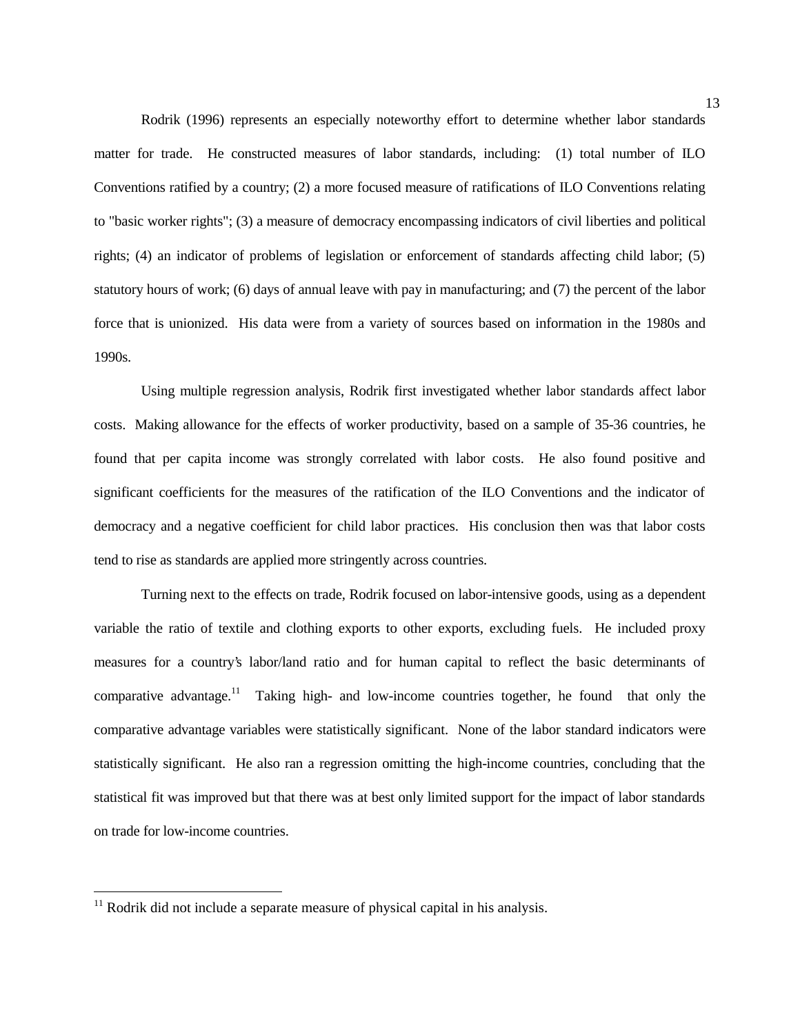Rodrik (1996) represents an especially noteworthy effort to determine whether labor standards matter for trade. He constructed measures of labor standards, including: (1) total number of ILO Conventions ratified by a country; (2) a more focused measure of ratifications of ILO Conventions relating to "basic worker rights"; (3) a measure of democracy encompassing indicators of civil liberties and political rights; (4) an indicator of problems of legislation or enforcement of standards affecting child labor; (5) statutory hours of work; (6) days of annual leave with pay in manufacturing; and (7) the percent of the labor force that is unionized. His data were from a variety of sources based on information in the 1980s and 1990s.

Using multiple regression analysis, Rodrik first investigated whether labor standards affect labor costs. Making allowance for the effects of worker productivity, based on a sample of 35-36 countries, he found that per capita income was strongly correlated with labor costs. He also found positive and significant coefficients for the measures of the ratification of the ILO Conventions and the indicator of democracy and a negative coefficient for child labor practices. His conclusion then was that labor costs tend to rise as standards are applied more stringently across countries.

Turning next to the effects on trade, Rodrik focused on labor-intensive goods, using as a dependent variable the ratio of textile and clothing exports to other exports, excluding fuels. He included proxy measures for a country's labor/land ratio and for human capital to reflect the basic determinants of comparative advantage.[11] Taking high- and low-income countries together, he found that only the comparative advantage variables were statistically significant. None of the labor standard indicators were statistically significant. He also ran a regression omitting the high-income countries, concluding that the statistical fit was improved but that there was at best only limited support for the impact of labor standards on trade for low-income countries.

[11] Rodrik did not include a separate measure of physical capital in his analysis.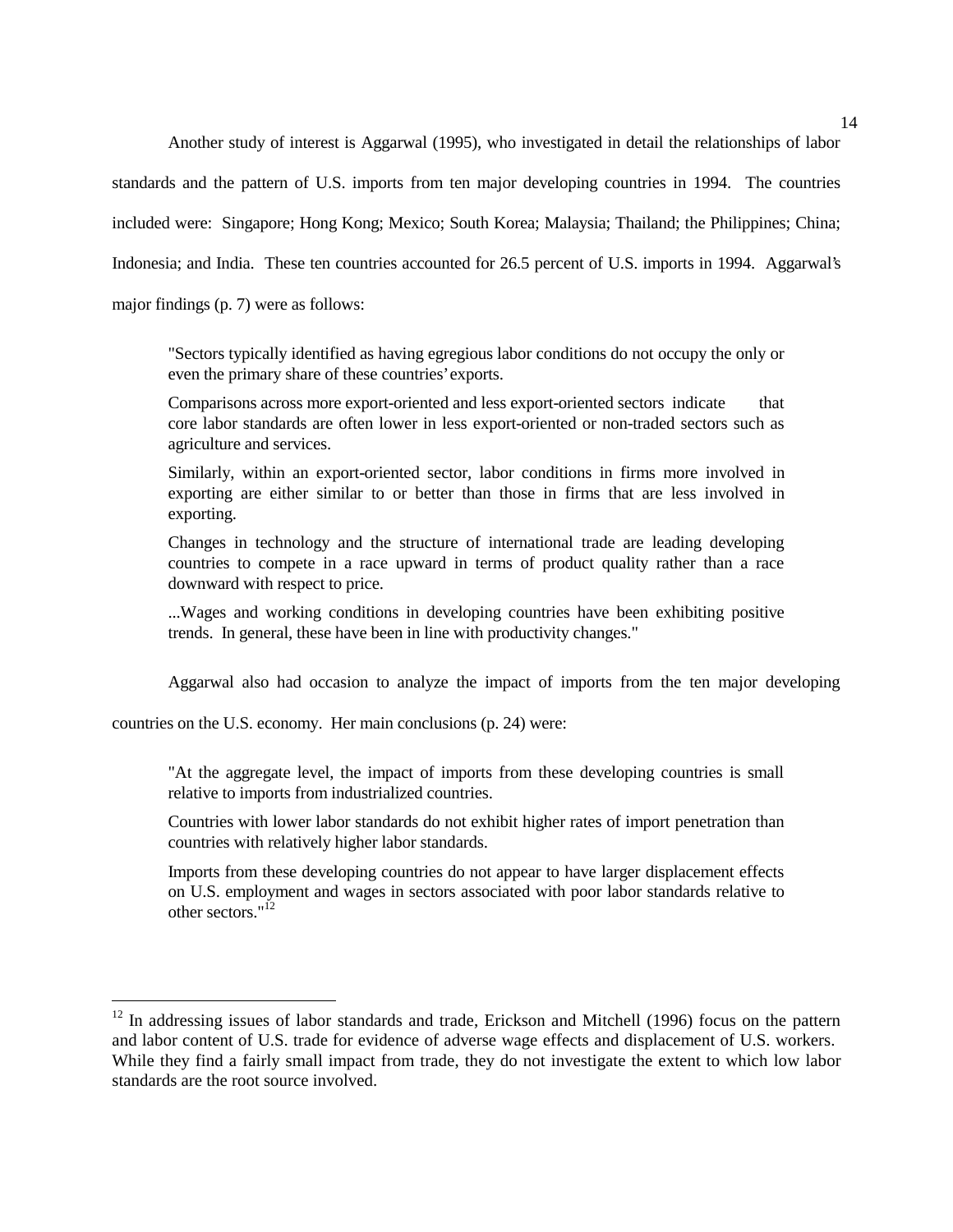Another study of interest is Aggarwal (1995), who investigated in detail the relationships of labor standards and the pattern of U.S. imports from ten major developing countries in 1994. The countries included were: Singapore; Hong Kong; Mexico; South Korea; Malaysia; Thailand; the Philippines; China; Indonesia; and India. These ten countries accounted for 26.5 percent of U.S. imports in 1994. Aggarwal's major findings (p. 7) were as follows:

> "Sectors typically identified as having egregious labor conditions do not occupy the only or even the primary share of these countries' exports.
>
> Comparisons across more export-oriented and less export-oriented sectors indicate that core labor standards are often lower in less export-oriented or non-traded sectors such as agriculture and services.
>
> Similarly, within an export-oriented sector, labor conditions in firms more involved in exporting are either similar to or better than those in firms that are less involved in exporting.
>
> Changes in technology and the structure of international trade are leading developing countries to compete in a race upward in terms of product quality rather than a race downward with respect to price.
>
> ...Wages and working conditions in developing countries have been exhibiting positive trends. In general, these have been in line with productivity changes."

Aggarwal also had occasion to analyze the impact of imports from the ten major developing countries on the U.S. economy. Her main conclusions (p. 24) were:

> "At the aggregate level, the impact of imports from these developing countries is small relative to imports from industrialized countries.
>
> Countries with lower labor standards do not exhibit higher rates of import penetration than countries with relatively higher labor standards.
>
> Imports from these developing countries do not appear to have larger displacement effects on U.S. employment and wages in sectors associated with poor labor standards relative to other sectors."[12]

---

[12] In addressing issues of labor standards and trade, Erickson and Mitchell (1996) focus on the pattern and labor content of U.S. trade for evidence of adverse wage effects and displacement of U.S. workers. While they find a fairly small impact from trade, they do not investigate the extent to which low labor standards are the root source involved.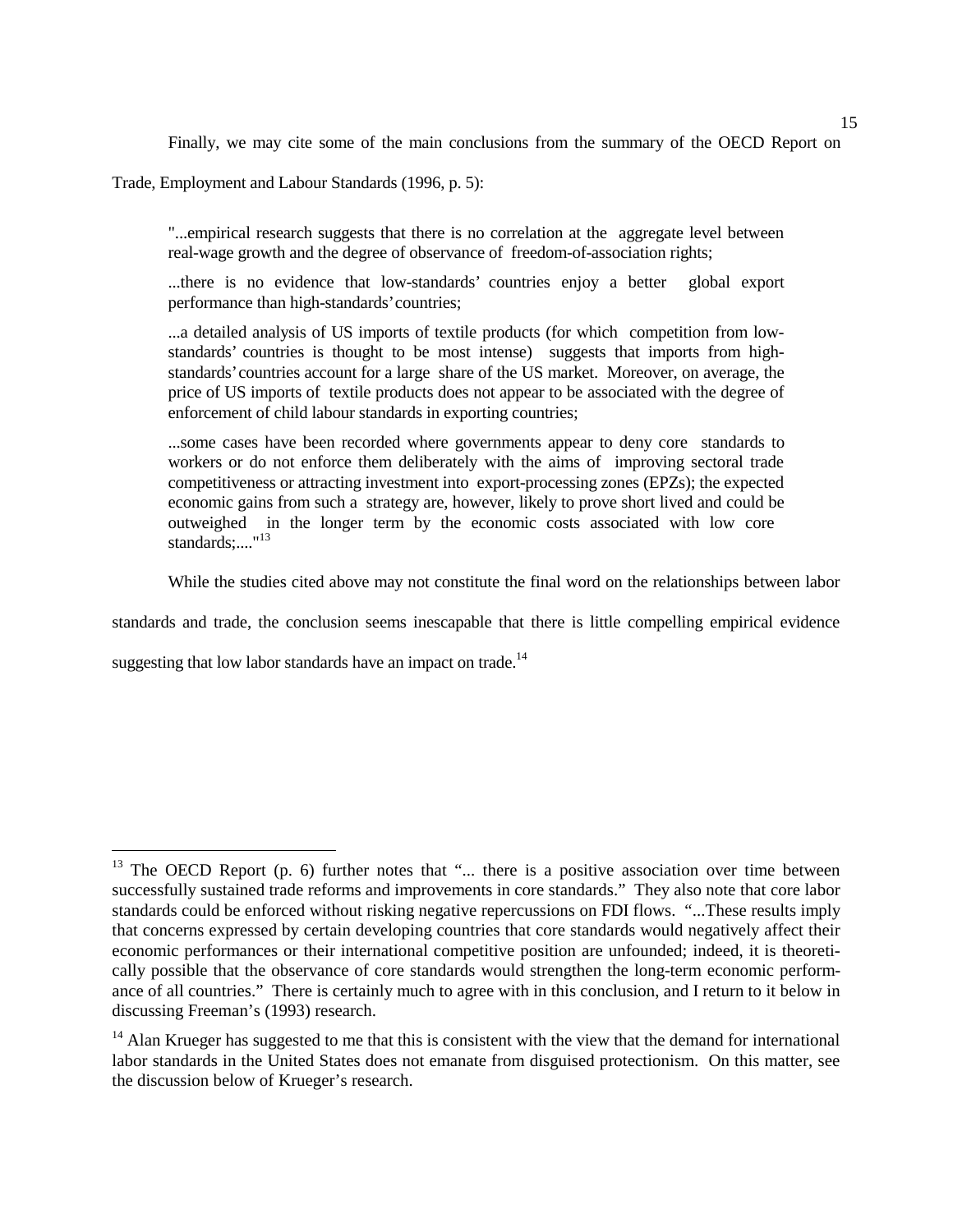Finally, we may cite some of the main conclusions from the summary of the OECD Report on Trade, Employment and Labour Standards (1996, p. 5):

> "...empirical research suggests that there is no correlation at the aggregate level between real-wage growth and the degree of observance of freedom-of-association rights;
>
> ...there is no evidence that low-standards' countries enjoy a better global export performance than high-standards' countries;
>
> ...a detailed analysis of US imports of textile products (for which competition from low-standards' countries is thought to be most intense) suggests that imports from high-standards' countries account for a large share of the US market. Moreover, on average, the price of US imports of textile products does not appear to be associated with the degree of enforcement of child labour standards in exporting countries;
>
> ...some cases have been recorded where governments appear to deny core standards to workers or do not enforce them deliberately with the aims of improving sectoral trade competitiveness or attracting investment into export-processing zones (EPZs); the expected economic gains from such a strategy are, however, likely to prove short lived and could be outweighed in the longer term by the economic costs associated with low core standards;...."[13]

While the studies cited above may not constitute the final word on the relationships between labor standards and trade, the conclusion seems inescapable that there is little compelling empirical evidence suggesting that low labor standards have an impact on trade.[14]

---

[13] The OECD Report (p. 6) further notes that "... there is a positive association over time between successfully sustained trade reforms and improvements in core standards." They also note that core labor standards could be enforced without risking negative repercussions on FDI flows. "...These results imply that concerns expressed by certain developing countries that core standards would negatively affect their economic performances or their international competitive position are unfounded; indeed, it is theoretically possible that the observance of core standards would strengthen the long-term economic performance of all countries." There is certainly much to agree with in this conclusion, and I return to it below in discussing Freeman's (1993) research.

[14] Alan Krueger has suggested to me that this is consistent with the view that the demand for international labor standards in the United States does not emanate from disguised protectionism. On this matter, see the discussion below of Krueger's research.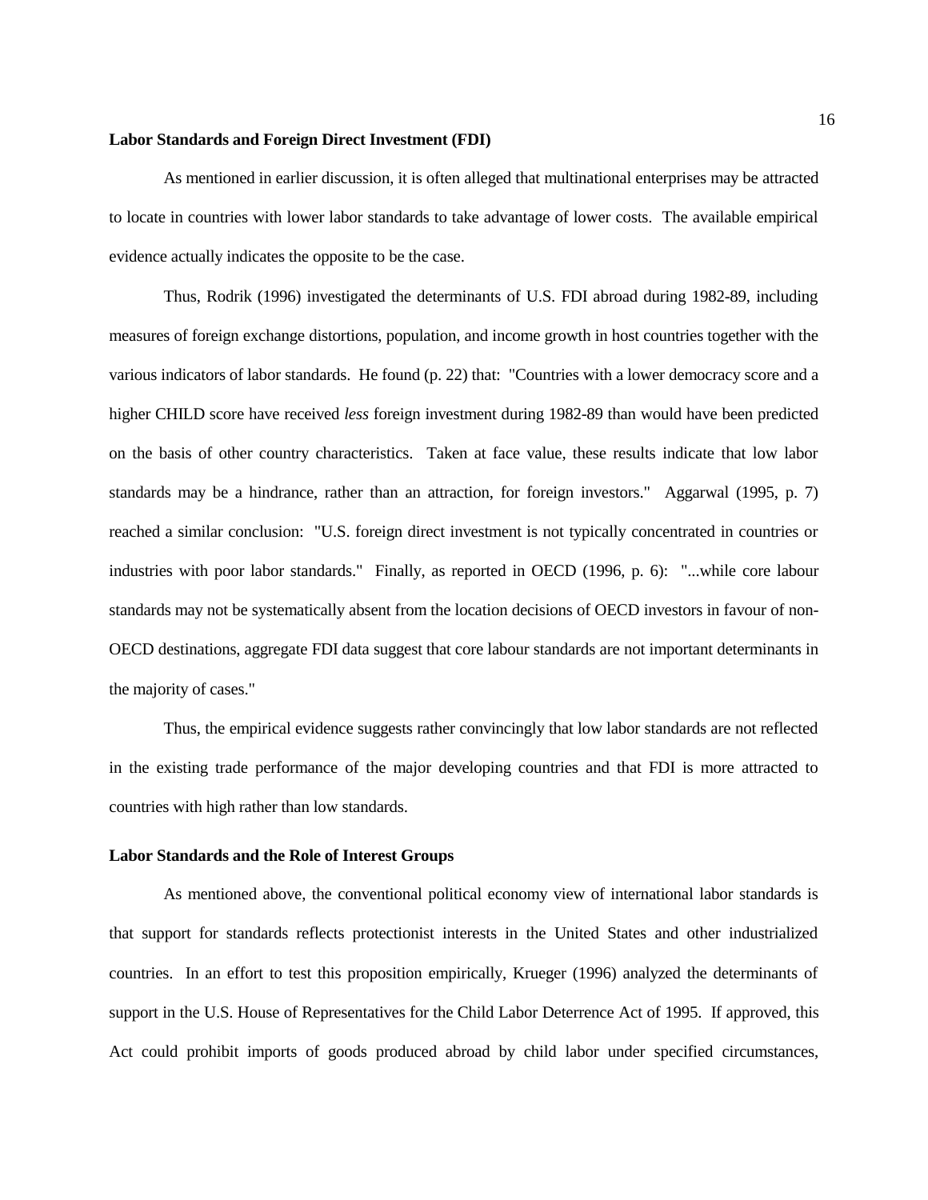**Labor Standards and Foreign Direct Investment (FDI)**

As mentioned in earlier discussion, it is often alleged that multinational enterprises may be attracted to locate in countries with lower labor standards to take advantage of lower costs. The available empirical evidence actually indicates the opposite to be the case.

Thus, Rodrik (1996) investigated the determinants of U.S. FDI abroad during 1982-89, including measures of foreign exchange distortions, population, and income growth in host countries together with the various indicators of labor standards. He found (p. 22) that: "Countries with a lower democracy score and a higher CHILD score have received *less* foreign investment during 1982-89 than would have been predicted on the basis of other country characteristics. Taken at face value, these results indicate that low labor standards may be a hindrance, rather than an attraction, for foreign investors." Aggarwal (1995, p. 7) reached a similar conclusion: "U.S. foreign direct investment is not typically concentrated in countries or industries with poor labor standards." Finally, as reported in OECD (1996, p. 6): "...while core labour standards may not be systematically absent from the location decisions of OECD investors in favour of non-OECD destinations, aggregate FDI data suggest that core labour standards are not important determinants in the majority of cases."

Thus, the empirical evidence suggests rather convincingly that low labor standards are not reflected in the existing trade performance of the major developing countries and that FDI is more attracted to countries with high rather than low standards.

**Labor Standards and the Role of Interest Groups**

As mentioned above, the conventional political economy view of international labor standards is that support for standards reflects protectionist interests in the United States and other industrialized countries. In an effort to test this proposition empirically, Krueger (1996) analyzed the determinants of support in the U.S. House of Representatives for the Child Labor Deterrence Act of 1995. If approved, this Act could prohibit imports of goods produced abroad by child labor under specified circumstances,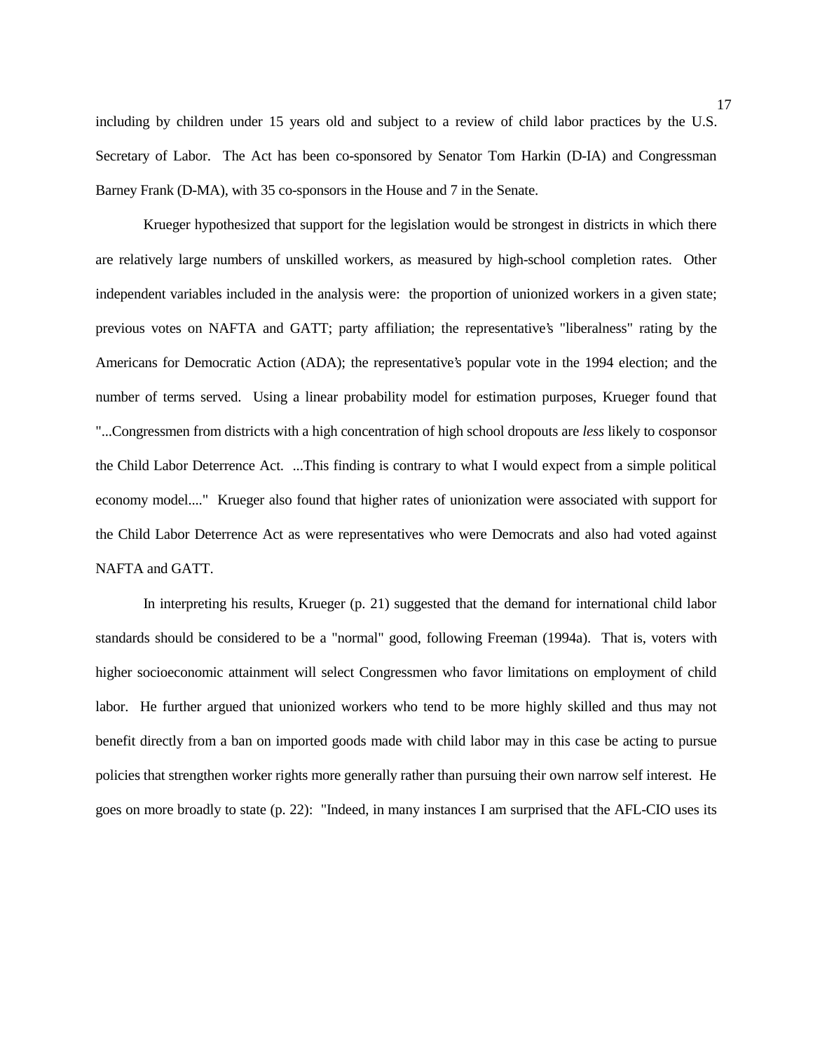including by children under 15 years old and subject to a review of child labor practices by the U.S. Secretary of Labor. The Act has been co-sponsored by Senator Tom Harkin (D-IA) and Congressman Barney Frank (D-MA), with 35 co-sponsors in the House and 7 in the Senate.

Krueger hypothesized that support for the legislation would be strongest in districts in which there are relatively large numbers of unskilled workers, as measured by high-school completion rates. Other independent variables included in the analysis were: the proportion of unionized workers in a given state; previous votes on NAFTA and GATT; party affiliation; the representative's "liberalness" rating by the Americans for Democratic Action (ADA); the representative's popular vote in the 1994 election; and the number of terms served. Using a linear probability model for estimation purposes, Krueger found that "...Congressmen from districts with a high concentration of high school dropouts are *less* likely to cosponsor the Child Labor Deterrence Act. ...This finding is contrary to what I would expect from a simple political economy model...." Krueger also found that higher rates of unionization were associated with support for the Child Labor Deterrence Act as were representatives who were Democrats and also had voted against NAFTA and GATT.

In interpreting his results, Krueger (p. 21) suggested that the demand for international child labor standards should be considered to be a "normal" good, following Freeman (1994a). That is, voters with higher socioeconomic attainment will select Congressmen who favor limitations on employment of child labor. He further argued that unionized workers who tend to be more highly skilled and thus may not benefit directly from a ban on imported goods made with child labor may in this case be acting to pursue policies that strengthen worker rights more generally rather than pursuing their own narrow self interest. He goes on more broadly to state (p. 22): "Indeed, in many instances I am surprised that the AFL-CIO uses its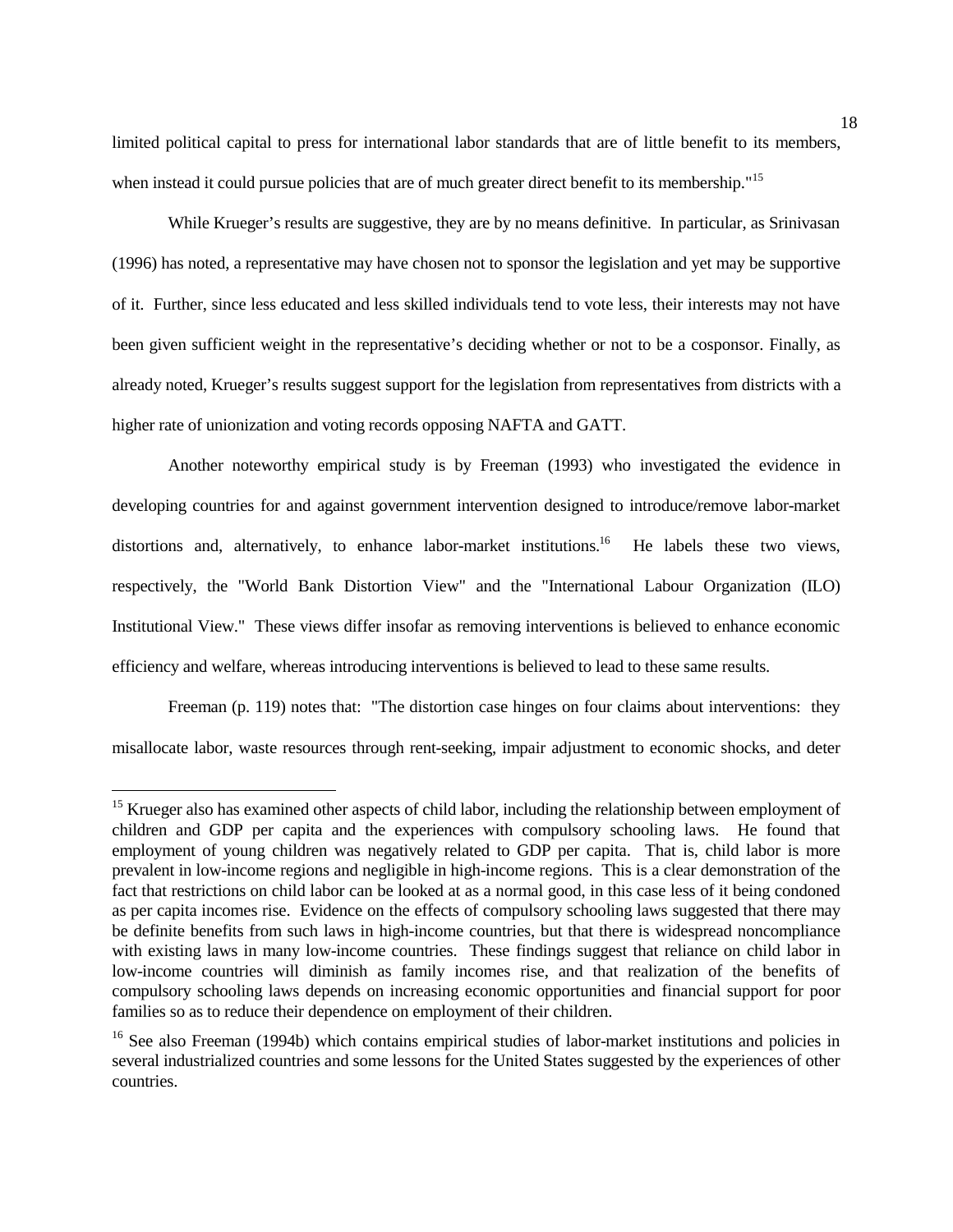limited political capital to press for international labor standards that are of little benefit to its members, when instead it could pursue policies that are of much greater direct benefit to its membership."[15]

While Krueger's results are suggestive, they are by no means definitive. In particular, as Srinivasan (1996) has noted, a representative may have chosen not to sponsor the legislation and yet may be supportive of it. Further, since less educated and less skilled individuals tend to vote less, their interests may not have been given sufficient weight in the representative's deciding whether or not to be a cosponsor. Finally, as already noted, Krueger's results suggest support for the legislation from representatives from districts with a higher rate of unionization and voting records opposing NAFTA and GATT.

Another noteworthy empirical study is by Freeman (1993) who investigated the evidence in developing countries for and against government intervention designed to introduce/remove labor-market distortions and, alternatively, to enhance labor-market institutions.[16] He labels these two views, respectively, the "World Bank Distortion View" and the "International Labour Organization (ILO) Institutional View." These views differ insofar as removing interventions is believed to enhance economic efficiency and welfare, whereas introducing interventions is believed to lead to these same results.

Freeman (p. 119) notes that: "The distortion case hinges on four claims about interventions: they misallocate labor, waste resources through rent-seeking, impair adjustment to economic shocks, and deter

---

[15] Krueger also has examined other aspects of child labor, including the relationship between employment of children and GDP per capita and the experiences with compulsory schooling laws. He found that employment of young children was negatively related to GDP per capita. That is, child labor is more prevalent in low-income regions and negligible in high-income regions. This is a clear demonstration of the fact that restrictions on child labor can be looked at as a normal good, in this case less of it being condoned as per capita incomes rise. Evidence on the effects of compulsory schooling laws suggested that there may be definite benefits from such laws in high-income countries, but that there is widespread noncompliance with existing laws in many low-income countries. These findings suggest that reliance on child labor in low-income countries will diminish as family incomes rise, and that realization of the benefits of compulsory schooling laws depends on increasing economic opportunities and financial support for poor families so as to reduce their dependence on employment of their children.

[16] See also Freeman (1994b) which contains empirical studies of labor-market institutions and policies in several industrialized countries and some lessons for the United States suggested by the experiences of other countries.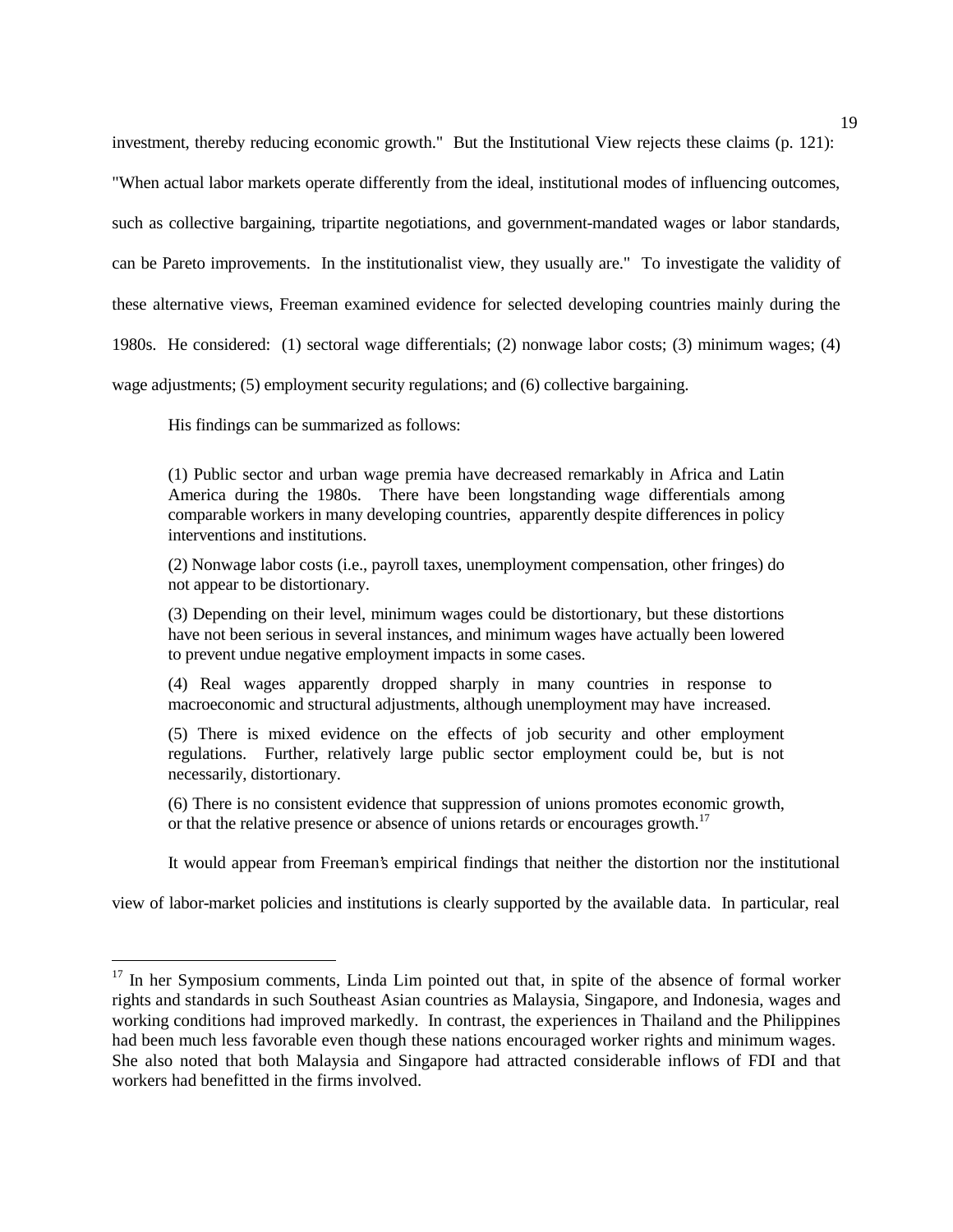investment, thereby reducing economic growth." But the Institutional View rejects these claims (p. 121): "When actual labor markets operate differently from the ideal, institutional modes of influencing outcomes, such as collective bargaining, tripartite negotiations, and government-mandated wages or labor standards, can be Pareto improvements. In the institutionalist view, they usually are." To investigate the validity of these alternative views, Freeman examined evidence for selected developing countries mainly during the 1980s. He considered: (1) sectoral wage differentials; (2) nonwage labor costs; (3) minimum wages; (4) wage adjustments; (5) employment security regulations; and (6) collective bargaining.

His findings can be summarized as follows:

> (1) Public sector and urban wage premia have decreased remarkably in Africa and Latin America during the 1980s. There have been longstanding wage differentials among comparable workers in many developing countries, apparently despite differences in policy interventions and institutions.
>
> (2) Nonwage labor costs (i.e., payroll taxes, unemployment compensation, other fringes) do not appear to be distortionary.
>
> (3) Depending on their level, minimum wages could be distortionary, but these distortions have not been serious in several instances, and minimum wages have actually been lowered to prevent undue negative employment impacts in some cases.
>
> (4) Real wages apparently dropped sharply in many countries in response to macroeconomic and structural adjustments, although unemployment may have increased.
>
> (5) There is mixed evidence on the effects of job security and other employment regulations. Further, relatively large public sector employment could be, but is not necessarily, distortionary.
>
> (6) There is no consistent evidence that suppression of unions promotes economic growth, or that the relative presence or absence of unions retards or encourages growth.[17]

It would appear from Freeman's empirical findings that neither the distortion nor the institutional view of labor-market policies and institutions is clearly supported by the available data. In particular, real

---

[17] In her Symposium comments, Linda Lim pointed out that, in spite of the absence of formal worker rights and standards in such Southeast Asian countries as Malaysia, Singapore, and Indonesia, wages and working conditions had improved markedly. In contrast, the experiences in Thailand and the Philippines had been much less favorable even though these nations encouraged worker rights and minimum wages. She also noted that both Malaysia and Singapore had attracted considerable inflows of FDI and that workers had benefitted in the firms involved.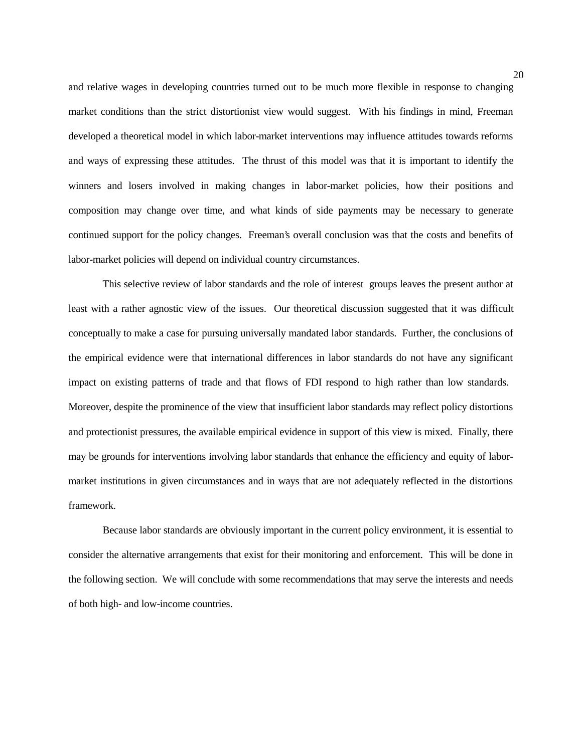and relative wages in developing countries turned out to be much more flexible in response to changing market conditions than the strict distortionist view would suggest. With his findings in mind, Freeman developed a theoretical model in which labor-market interventions may influence attitudes towards reforms and ways of expressing these attitudes. The thrust of this model was that it is important to identify the winners and losers involved in making changes in labor-market policies, how their positions and composition may change over time, and what kinds of side payments may be necessary to generate continued support for the policy changes. Freeman's overall conclusion was that the costs and benefits of labor-market policies will depend on individual country circumstances.

This selective review of labor standards and the role of interest groups leaves the present author at least with a rather agnostic view of the issues. Our theoretical discussion suggested that it was difficult conceptually to make a case for pursuing universally mandated labor standards. Further, the conclusions of the empirical evidence were that international differences in labor standards do not have any significant impact on existing patterns of trade and that flows of FDI respond to high rather than low standards. Moreover, despite the prominence of the view that insufficient labor standards may reflect policy distortions and protectionist pressures, the available empirical evidence in support of this view is mixed. Finally, there may be grounds for interventions involving labor standards that enhance the efficiency and equity of labor-market institutions in given circumstances and in ways that are not adequately reflected in the distortions framework.

Because labor standards are obviously important in the current policy environment, it is essential to consider the alternative arrangements that exist for their monitoring and enforcement. This will be done in the following section. We will conclude with some recommendations that may serve the interests and needs of both high- and low-income countries.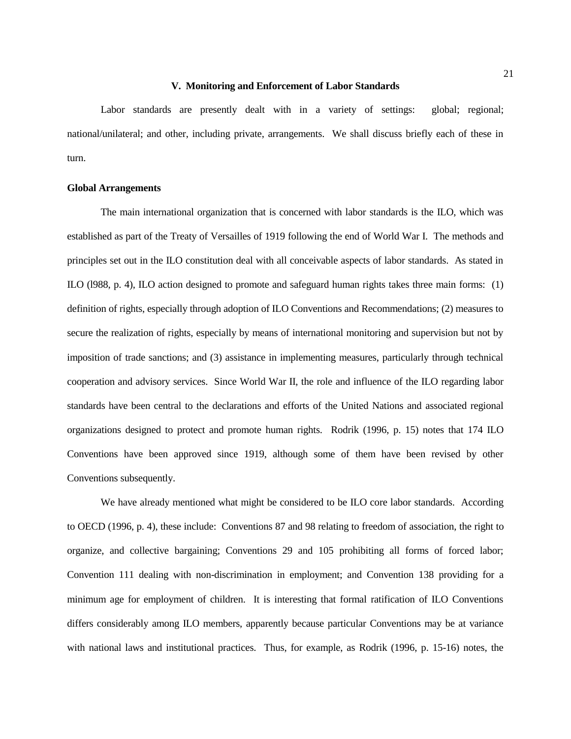## V. Monitoring and Enforcement of Labor Standards

Labor standards are presently dealt with in a variety of settings: global; regional; national/unilateral; and other, including private, arrangements. We shall discuss briefly each of these in turn.

### Global Arrangements

The main international organization that is concerned with labor standards is the ILO, which was established as part of the Treaty of Versailles of 1919 following the end of World War I. The methods and principles set out in the ILO constitution deal with all conceivable aspects of labor standards. As stated in ILO (l988, p. 4), ILO action designed to promote and safeguard human rights takes three main forms: (1) definition of rights, especially through adoption of ILO Conventions and Recommendations; (2) measures to secure the realization of rights, especially by means of international monitoring and supervision but not by imposition of trade sanctions; and (3) assistance in implementing measures, particularly through technical cooperation and advisory services. Since World War II, the role and influence of the ILO regarding labor standards have been central to the declarations and efforts of the United Nations and associated regional organizations designed to protect and promote human rights. Rodrik (1996, p. 15) notes that 174 ILO Conventions have been approved since 1919, although some of them have been revised by other Conventions subsequently.

We have already mentioned what might be considered to be ILO core labor standards. According to OECD (1996, p. 4), these include: Conventions 87 and 98 relating to freedom of association, the right to organize, and collective bargaining; Conventions 29 and 105 prohibiting all forms of forced labor; Convention 111 dealing with non-discrimination in employment; and Convention 138 providing for a minimum age for employment of children. It is interesting that formal ratification of ILO Conventions differs considerably among ILO members, apparently because particular Conventions may be at variance with national laws and institutional practices. Thus, for example, as Rodrik (1996, p. 15-16) notes, the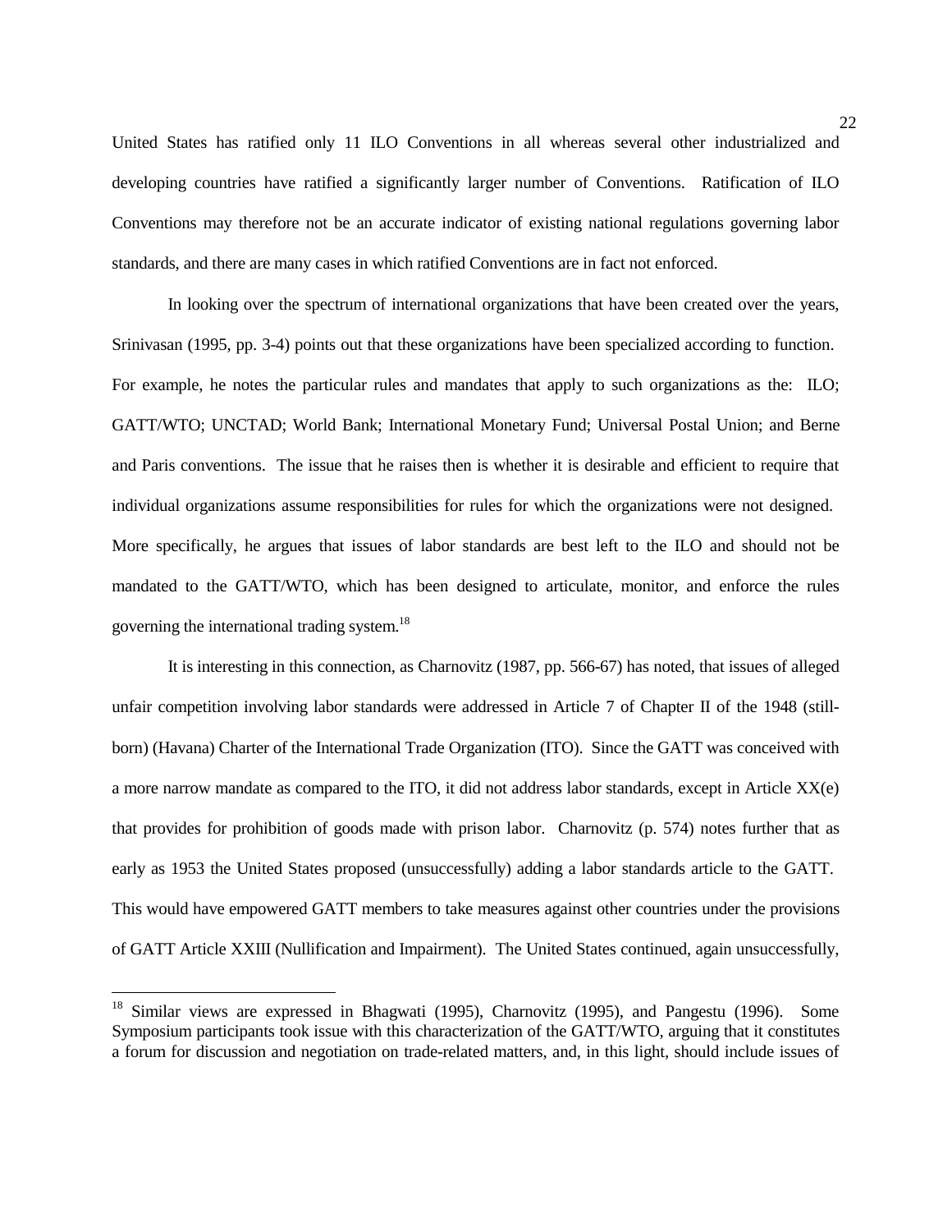United States has ratified only 11 ILO Conventions in all whereas several other industrialized and developing countries have ratified a significantly larger number of Conventions. Ratification of ILO Conventions may therefore not be an accurate indicator of existing national regulations governing labor standards, and there are many cases in which ratified Conventions are in fact not enforced.

In looking over the spectrum of international organizations that have been created over the years, Srinivasan (1995, pp. 3-4) points out that these organizations have been specialized according to function. For example, he notes the particular rules and mandates that apply to such organizations as the: ILO; GATT/WTO; UNCTAD; World Bank; International Monetary Fund; Universal Postal Union; and Berne and Paris conventions. The issue that he raises then is whether it is desirable and efficient to require that individual organizations assume responsibilities for rules for which the organizations were not designed. More specifically, he argues that issues of labor standards are best left to the ILO and should not be mandated to the GATT/WTO, which has been designed to articulate, monitor, and enforce the rules governing the international trading system.[18]

It is interesting in this connection, as Charnovitz (1987, pp. 566-67) has noted, that issues of alleged unfair competition involving labor standards were addressed in Article 7 of Chapter II of the 1948 (still-born) (Havana) Charter of the International Trade Organization (ITO). Since the GATT was conceived with a more narrow mandate as compared to the ITO, it did not address labor standards, except in Article XX(e) that provides for prohibition of goods made with prison labor. Charnovitz (p. 574) notes further that as early as 1953 the United States proposed (unsuccessfully) adding a labor standards article to the GATT. This would have empowered GATT members to take measures against other countries under the provisions of GATT Article XXIII (Nullification and Impairment). The United States continued, again unsuccessfully,

[18] Similar views are expressed in Bhagwati (1995), Charnovitz (1995), and Pangestu (1996). Some Symposium participants took issue with this characterization of the GATT/WTO, arguing that it constitutes a forum for discussion and negotiation on trade-related matters, and, in this light, should include issues of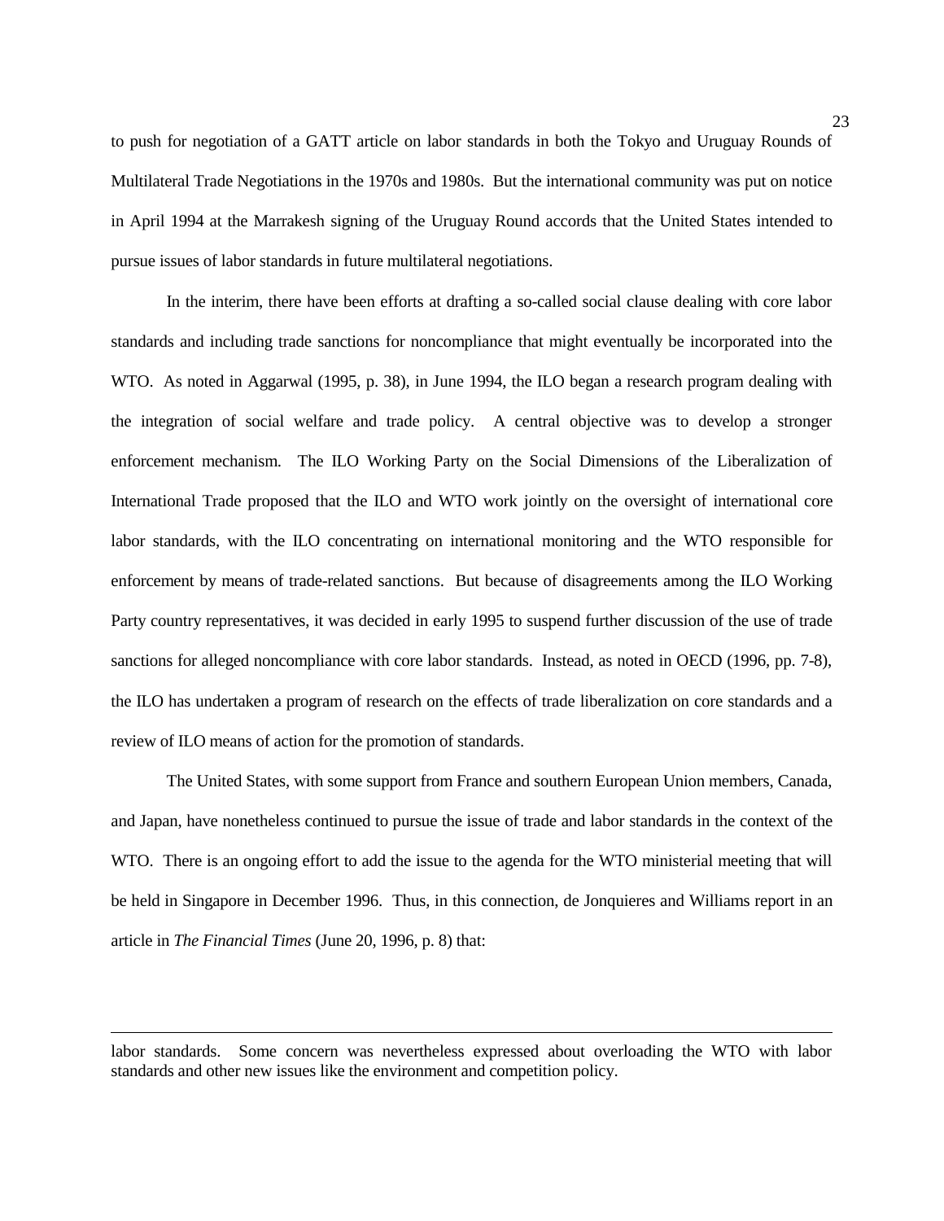to push for negotiation of a GATT article on labor standards in both the Tokyo and Uruguay Rounds of Multilateral Trade Negotiations in the 1970s and 1980s. But the international community was put on notice in April 1994 at the Marrakesh signing of the Uruguay Round accords that the United States intended to pursue issues of labor standards in future multilateral negotiations.

In the interim, there have been efforts at drafting a so-called social clause dealing with core labor standards and including trade sanctions for noncompliance that might eventually be incorporated into the WTO. As noted in Aggarwal (1995, p. 38), in June 1994, the ILO began a research program dealing with the integration of social welfare and trade policy. A central objective was to develop a stronger enforcement mechanism. The ILO Working Party on the Social Dimensions of the Liberalization of International Trade proposed that the ILO and WTO work jointly on the oversight of international core labor standards, with the ILO concentrating on international monitoring and the WTO responsible for enforcement by means of trade-related sanctions. But because of disagreements among the ILO Working Party country representatives, it was decided in early 1995 to suspend further discussion of the use of trade sanctions for alleged noncompliance with core labor standards. Instead, as noted in OECD (1996, pp. 7-8), the ILO has undertaken a program of research on the effects of trade liberalization on core standards and a review of ILO means of action for the promotion of standards.

The United States, with some support from France and southern European Union members, Canada, and Japan, have nonetheless continued to pursue the issue of trade and labor standards in the context of the WTO. There is an ongoing effort to add the issue to the agenda for the WTO ministerial meeting that will be held in Singapore in December 1996. Thus, in this connection, de Jonquieres and Williams report in an article in *The Financial Times* (June 20, 1996, p. 8) that:

---

labor standards. Some concern was nevertheless expressed about overloading the WTO with labor standards and other new issues like the environment and competition policy.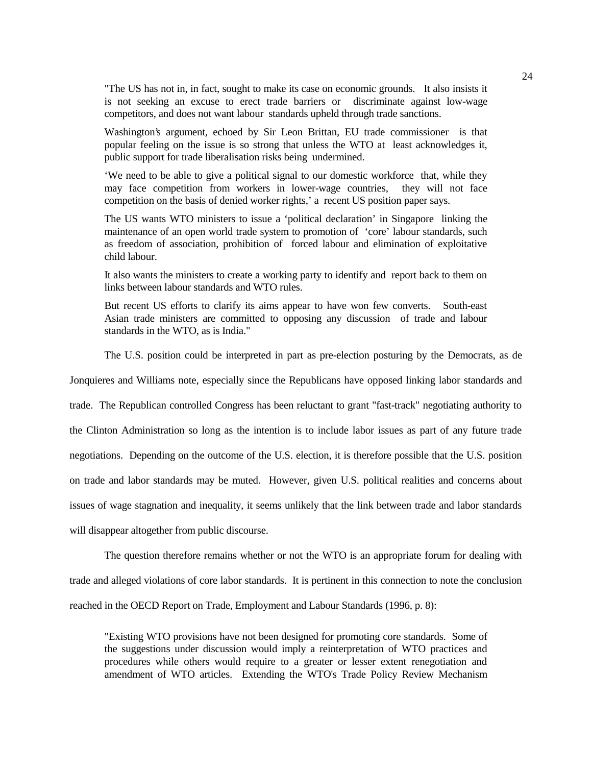> "The US has not in, in fact, sought to make its case on economic grounds. It also insists it is not seeking an excuse to erect trade barriers or discriminate against low-wage competitors, and does not want labour standards upheld through trade sanctions.
>
> Washington's argument, echoed by Sir Leon Brittan, EU trade commissioner is that popular feeling on the issue is so strong that unless the WTO at least acknowledges it, public support for trade liberalisation risks being undermined.
>
> 'We need to be able to give a political signal to our domestic workforce that, while they may face competition from workers in lower-wage countries, they will not face competition on the basis of denied worker rights,' a recent US position paper says.
>
> The US wants WTO ministers to issue a 'political declaration' in Singapore linking the maintenance of an open world trade system to promotion of 'core' labour standards, such as freedom of association, prohibition of forced labour and elimination of exploitative child labour.
>
> It also wants the ministers to create a working party to identify and report back to them on links between labour standards and WTO rules.
>
> But recent US efforts to clarify its aims appear to have won few converts. South-east Asian trade ministers are committed to opposing any discussion of trade and labour standards in the WTO, as is India."

The U.S. position could be interpreted in part as pre-election posturing by the Democrats, as de Jonquieres and Williams note, especially since the Republicans have opposed linking labor standards and trade. The Republican controlled Congress has been reluctant to grant "fast-track" negotiating authority to the Clinton Administration so long as the intention is to include labor issues as part of any future trade negotiations. Depending on the outcome of the U.S. election, it is therefore possible that the U.S. position on trade and labor standards may be muted. However, given U.S. political realities and concerns about issues of wage stagnation and inequality, it seems unlikely that the link between trade and labor standards will disappear altogether from public discourse.

The question therefore remains whether or not the WTO is an appropriate forum for dealing with trade and alleged violations of core labor standards. It is pertinent in this connection to note the conclusion reached in the OECD Report on Trade, Employment and Labour Standards (1996, p. 8):

> "Existing WTO provisions have not been designed for promoting core standards. Some of the suggestions under discussion would imply a reinterpretation of WTO practices and procedures while others would require to a greater or lesser extent renegotiation and amendment of WTO articles. Extending the WTO's Trade Policy Review Mechanism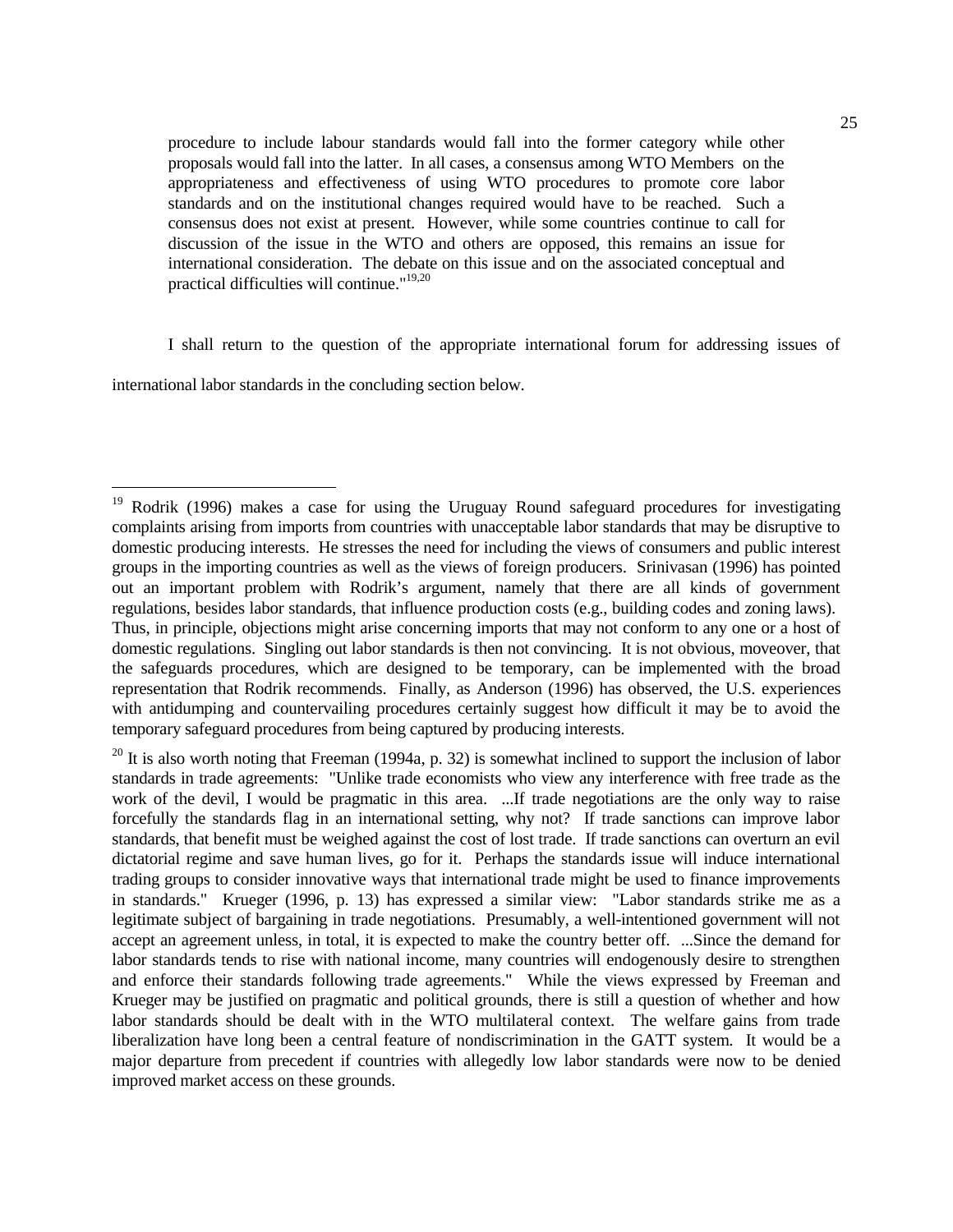procedure to include labour standards would fall into the former category while other proposals would fall into the latter. In all cases, a consensus among WTO Members on the appropriateness and effectiveness of using WTO procedures to promote core labor standards and on the institutional changes required would have to be reached. Such a consensus does not exist at present. However, while some countries continue to call for discussion of the issue in the WTO and others are opposed, this remains an issue for international consideration. The debate on this issue and on the associated conceptual and practical difficulties will continue."[19,20]

I shall return to the question of the appropriate international forum for addressing issues of international labor standards in the concluding section below.

---

[19] Rodrik (1996) makes a case for using the Uruguay Round safeguard procedures for investigating complaints arising from imports from countries with unacceptable labor standards that may be disruptive to domestic producing interests. He stresses the need for including the views of consumers and public interest groups in the importing countries as well as the views of foreign producers. Srinivasan (1996) has pointed out an important problem with Rodrik's argument, namely that there are all kinds of government regulations, besides labor standards, that influence production costs (e.g., building codes and zoning laws). Thus, in principle, objections might arise concerning imports that may not conform to any one or a host of domestic regulations. Singling out labor standards is then not convincing. It is not obvious, moveover, that the safeguards procedures, which are designed to be temporary, can be implemented with the broad representation that Rodrik recommends. Finally, as Anderson (1996) has observed, the U.S. experiences with antidumping and countervailing procedures certainly suggest how difficult it may be to avoid the temporary safeguard procedures from being captured by producing interests.

[20] It is also worth noting that Freeman (1994a, p. 32) is somewhat inclined to support the inclusion of labor standards in trade agreements: "Unlike trade economists who view any interference with free trade as the work of the devil, I would be pragmatic in this area. ...If trade negotiations are the only way to raise forcefully the standards flag in an international setting, why not? If trade sanctions can improve labor standards, that benefit must be weighed against the cost of lost trade. If trade sanctions can overturn an evil dictatorial regime and save human lives, go for it. Perhaps the standards issue will induce international trading groups to consider innovative ways that international trade might be used to finance improvements in standards." Krueger (1996, p. 13) has expressed a similar view: "Labor standards strike me as a legitimate subject of bargaining in trade negotiations. Presumably, a well-intentioned government will not accept an agreement unless, in total, it is expected to make the country better off. ...Since the demand for labor standards tends to rise with national income, many countries will endogenously desire to strengthen and enforce their standards following trade agreements." While the views expressed by Freeman and Krueger may be justified on pragmatic and political grounds, there is still a question of whether and how labor standards should be dealt with in the WTO multilateral context. The welfare gains from trade liberalization have long been a central feature of nondiscrimination in the GATT system. It would be a major departure from precedent if countries with allegedly low labor standards were now to be denied improved market access on these grounds.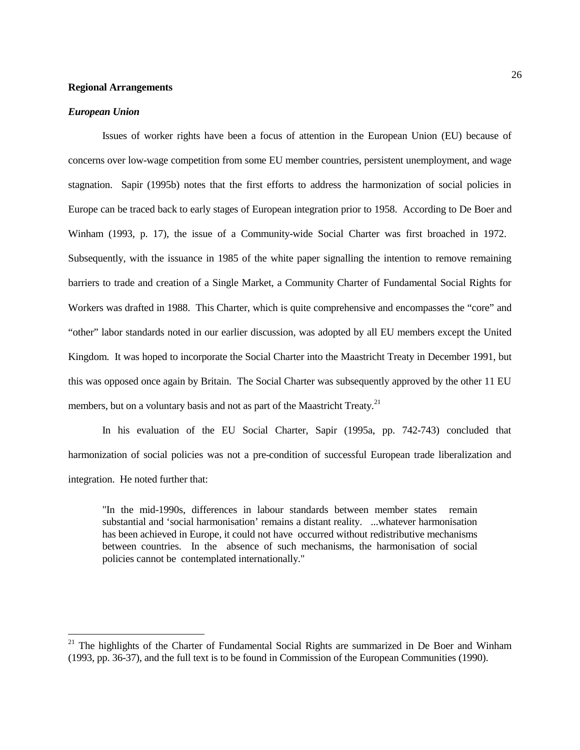**Regional Arrangements**

***European Union***

Issues of worker rights have been a focus of attention in the European Union (EU) because of concerns over low-wage competition from some EU member countries, persistent unemployment, and wage stagnation. Sapir (1995b) notes that the first efforts to address the harmonization of social policies in Europe can be traced back to early stages of European integration prior to 1958. According to De Boer and Winham (1993, p. 17), the issue of a Community-wide Social Charter was first broached in 1972. Subsequently, with the issuance in 1985 of the white paper signalling the intention to remove remaining barriers to trade and creation of a Single Market, a Community Charter of Fundamental Social Rights for Workers was drafted in 1988. This Charter, which is quite comprehensive and encompasses the "core" and "other" labor standards noted in our earlier discussion, was adopted by all EU members except the United Kingdom. It was hoped to incorporate the Social Charter into the Maastricht Treaty in December 1991, but this was opposed once again by Britain. The Social Charter was subsequently approved by the other 11 EU members, but on a voluntary basis and not as part of the Maastricht Treaty.[21]

In his evaluation of the EU Social Charter, Sapir (1995a, pp. 742-743) concluded that harmonization of social policies was not a pre-condition of successful European trade liberalization and integration. He noted further that:

> "In the mid-1990s, differences in labour standards between member states remain substantial and 'social harmonisation' remains a distant reality. ...whatever harmonisation has been achieved in Europe, it could not have occurred without redistributive mechanisms between countries. In the absence of such mechanisms, the harmonisation of social policies cannot be contemplated internationally."

---

[21] The highlights of the Charter of Fundamental Social Rights are summarized in De Boer and Winham (1993, pp. 36-37), and the full text is to be found in Commission of the European Communities (1990).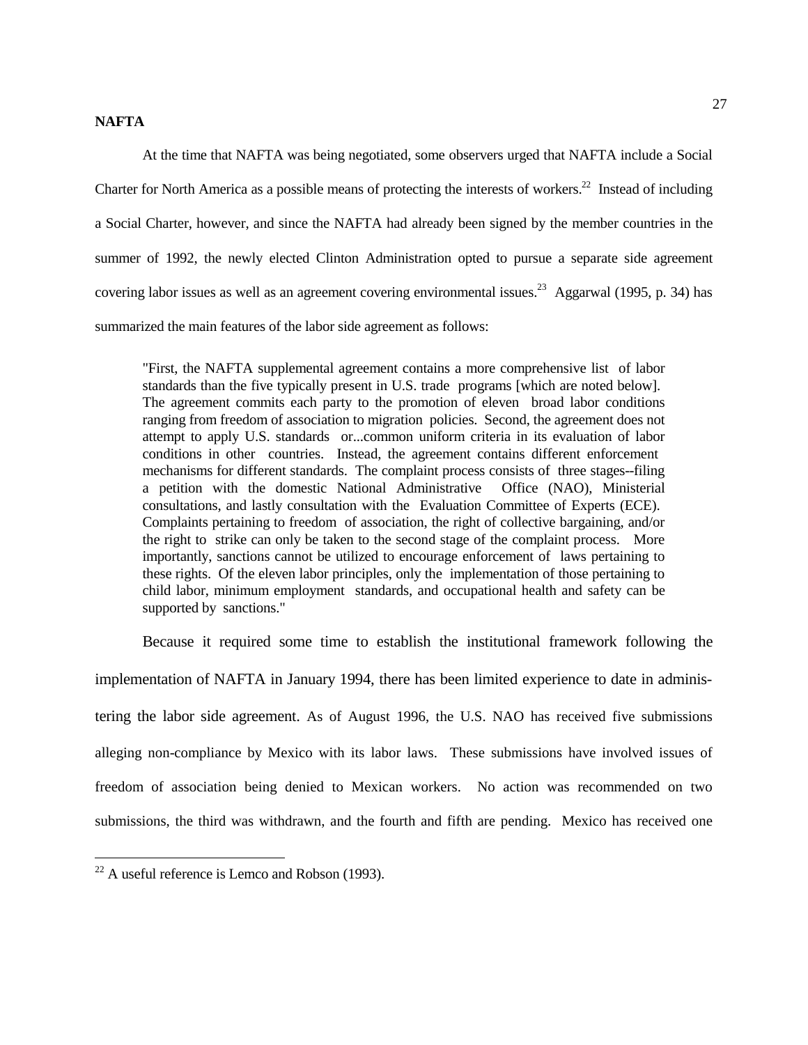**NAFTA**

At the time that NAFTA was being negotiated, some observers urged that NAFTA include a Social Charter for North America as a possible means of protecting the interests of workers.[22] Instead of including a Social Charter, however, and since the NAFTA had already been signed by the member countries in the summer of 1992, the newly elected Clinton Administration opted to pursue a separate side agreement covering labor issues as well as an agreement covering environmental issues.[23] Aggarwal (1995, p. 34) has summarized the main features of the labor side agreement as follows:

> "First, the NAFTA supplemental agreement contains a more comprehensive list of labor standards than the five typically present in U.S. trade programs [which are noted below]. The agreement commits each party to the promotion of eleven broad labor conditions ranging from freedom of association to migration policies. Second, the agreement does not attempt to apply U.S. standards or...common uniform criteria in its evaluation of labor conditions in other countries. Instead, the agreement contains different enforcement mechanisms for different standards. The complaint process consists of three stages--filing a petition with the domestic National Administrative Office (NAO), Ministerial consultations, and lastly consultation with the Evaluation Committee of Experts (ECE). Complaints pertaining to freedom of association, the right of collective bargaining, and/or the right to strike can only be taken to the second stage of the complaint process. More importantly, sanctions cannot be utilized to encourage enforcement of laws pertaining to these rights. Of the eleven labor principles, only the implementation of those pertaining to child labor, minimum employment standards, and occupational health and safety can be supported by sanctions."

Because it required some time to establish the institutional framework following the implementation of NAFTA in January 1994, there has been limited experience to date in administering the labor side agreement. As of August 1996, the U.S. NAO has received five submissions alleging non-compliance by Mexico with its labor laws. These submissions have involved issues of freedom of association being denied to Mexican workers. No action was recommended on two submissions, the third was withdrawn, and the fourth and fifth are pending. Mexico has received one

[22] A useful reference is Lemco and Robson (1993).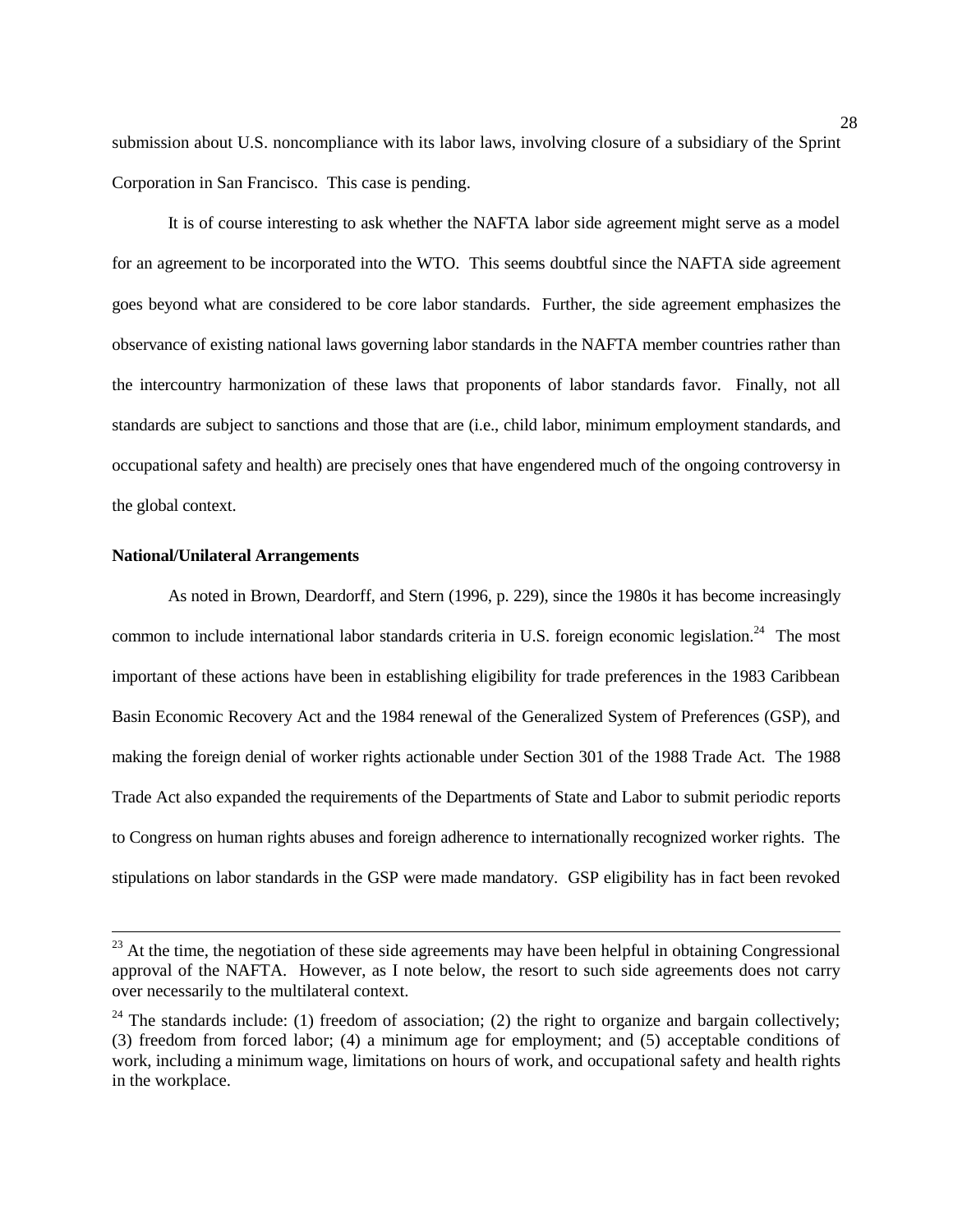submission about U.S. noncompliance with its labor laws, involving closure of a subsidiary of the Sprint Corporation in San Francisco. This case is pending.

It is of course interesting to ask whether the NAFTA labor side agreement might serve as a model for an agreement to be incorporated into the WTO. This seems doubtful since the NAFTA side agreement goes beyond what are considered to be core labor standards. Further, the side agreement emphasizes the observance of existing national laws governing labor standards in the NAFTA member countries rather than the intercountry harmonization of these laws that proponents of labor standards favor. Finally, not all standards are subject to sanctions and those that are (i.e., child labor, minimum employment standards, and occupational safety and health) are precisely ones that have engendered much of the ongoing controversy in the global context.

**National/Unilateral Arrangements**

As noted in Brown, Deardorff, and Stern (1996, p. 229), since the 1980s it has become increasingly common to include international labor standards criteria in U.S. foreign economic legislation.[24] The most important of these actions have been in establishing eligibility for trade preferences in the 1983 Caribbean Basin Economic Recovery Act and the 1984 renewal of the Generalized System of Preferences (GSP), and making the foreign denial of worker rights actionable under Section 301 of the 1988 Trade Act. The 1988 Trade Act also expanded the requirements of the Departments of State and Labor to submit periodic reports to Congress on human rights abuses and foreign adherence to internationally recognized worker rights. The stipulations on labor standards in the GSP were made mandatory. GSP eligibility has in fact been revoked

---

[23] At the time, the negotiation of these side agreements may have been helpful in obtaining Congressional approval of the NAFTA. However, as I note below, the resort to such side agreements does not carry over necessarily to the multilateral context.

[24] The standards include: (1) freedom of association; (2) the right to organize and bargain collectively; (3) freedom from forced labor; (4) a minimum age for employment; and (5) acceptable conditions of work, including a minimum wage, limitations on hours of work, and occupational safety and health rights in the workplace.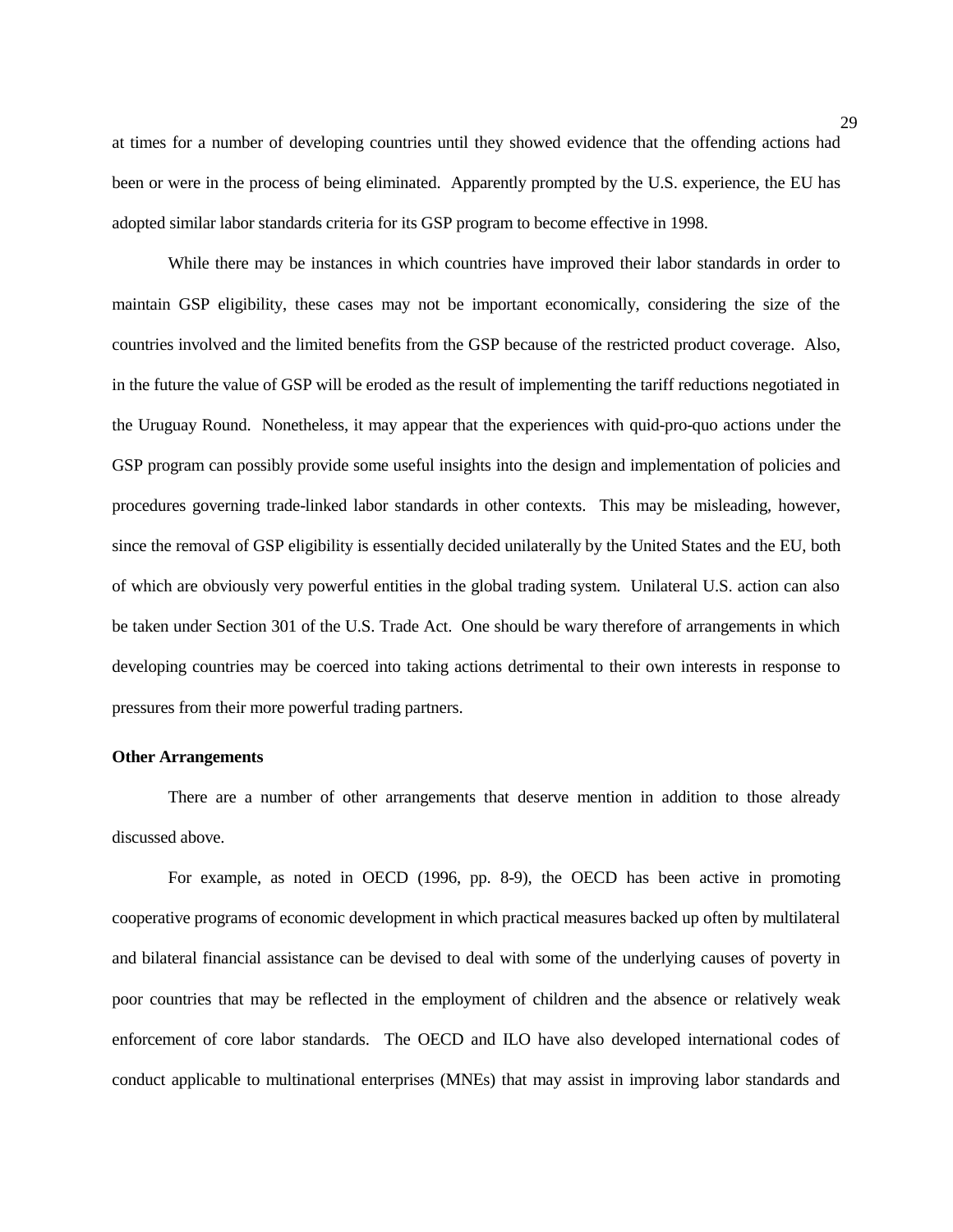at times for a number of developing countries until they showed evidence that the offending actions had been or were in the process of being eliminated. Apparently prompted by the U.S. experience, the EU has adopted similar labor standards criteria for its GSP program to become effective in 1998.

While there may be instances in which countries have improved their labor standards in order to maintain GSP eligibility, these cases may not be important economically, considering the size of the countries involved and the limited benefits from the GSP because of the restricted product coverage. Also, in the future the value of GSP will be eroded as the result of implementing the tariff reductions negotiated in the Uruguay Round. Nonetheless, it may appear that the experiences with quid-pro-quo actions under the GSP program can possibly provide some useful insights into the design and implementation of policies and procedures governing trade-linked labor standards in other contexts. This may be misleading, however, since the removal of GSP eligibility is essentially decided unilaterally by the United States and the EU, both of which are obviously very powerful entities in the global trading system. Unilateral U.S. action can also be taken under Section 301 of the U.S. Trade Act. One should be wary therefore of arrangements in which developing countries may be coerced into taking actions detrimental to their own interests in response to pressures from their more powerful trading partners.

**Other Arrangements**

There are a number of other arrangements that deserve mention in addition to those already discussed above.

For example, as noted in OECD (1996, pp. 8-9), the OECD has been active in promoting cooperative programs of economic development in which practical measures backed up often by multilateral and bilateral financial assistance can be devised to deal with some of the underlying causes of poverty in poor countries that may be reflected in the employment of children and the absence or relatively weak enforcement of core labor standards. The OECD and ILO have also developed international codes of conduct applicable to multinational enterprises (MNEs) that may assist in improving labor standards and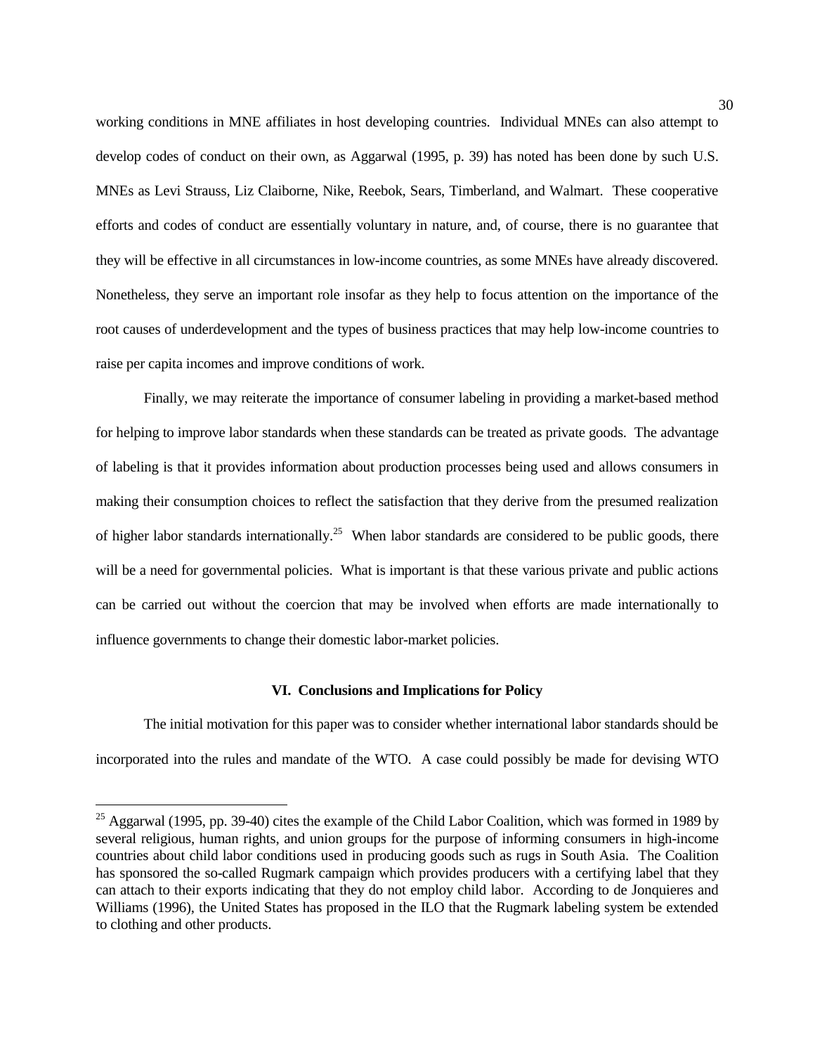working conditions in MNE affiliates in host developing countries. Individual MNEs can also attempt to develop codes of conduct on their own, as Aggarwal (1995, p. 39) has noted has been done by such U.S. MNEs as Levi Strauss, Liz Claiborne, Nike, Reebok, Sears, Timberland, and Walmart. These cooperative efforts and codes of conduct are essentially voluntary in nature, and, of course, there is no guarantee that they will be effective in all circumstances in low-income countries, as some MNEs have already discovered. Nonetheless, they serve an important role insofar as they help to focus attention on the importance of the root causes of underdevelopment and the types of business practices that may help low-income countries to raise per capita incomes and improve conditions of work.

Finally, we may reiterate the importance of consumer labeling in providing a market-based method for helping to improve labor standards when these standards can be treated as private goods. The advantage of labeling is that it provides information about production processes being used and allows consumers in making their consumption choices to reflect the satisfaction that they derive from the presumed realization of higher labor standards internationally.[25] When labor standards are considered to be public goods, there will be a need for governmental policies. What is important is that these various private and public actions can be carried out without the coercion that may be involved when efforts are made internationally to influence governments to change their domestic labor-market policies.

## VI. Conclusions and Implications for Policy

The initial motivation for this paper was to consider whether international labor standards should be incorporated into the rules and mandate of the WTO. A case could possibly be made for devising WTO

---

[25] Aggarwal (1995, pp. 39-40) cites the example of the Child Labor Coalition, which was formed in 1989 by several religious, human rights, and union groups for the purpose of informing consumers in high-income countries about child labor conditions used in producing goods such as rugs in South Asia. The Coalition has sponsored the so-called Rugmark campaign which provides producers with a certifying label that they can attach to their exports indicating that they do not employ child labor. According to de Jonquieres and Williams (1996), the United States has proposed in the ILO that the Rugmark labeling system be extended to clothing and other products.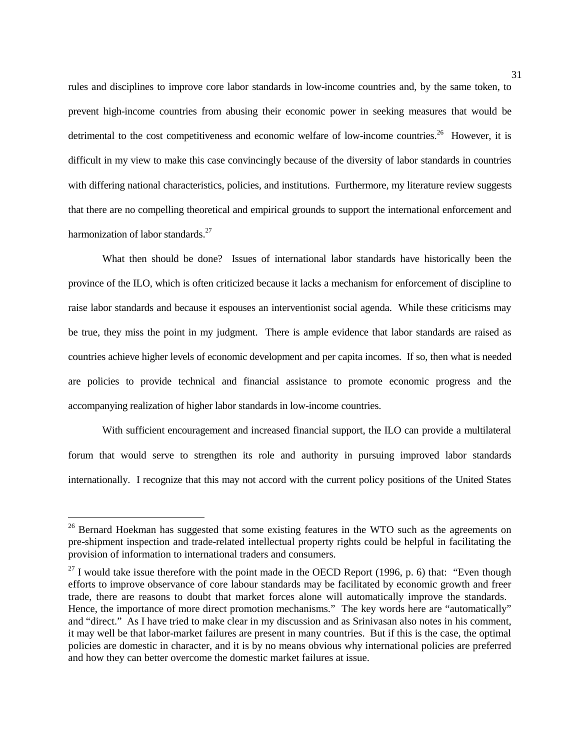rules and disciplines to improve core labor standards in low-income countries and, by the same token, to prevent high-income countries from abusing their economic power in seeking measures that would be detrimental to the cost competitiveness and economic welfare of low-income countries.[26] However, it is difficult in my view to make this case convincingly because of the diversity of labor standards in countries with differing national characteristics, policies, and institutions. Furthermore, my literature review suggests that there are no compelling theoretical and empirical grounds to support the international enforcement and harmonization of labor standards.[27]

What then should be done? Issues of international labor standards have historically been the province of the ILO, which is often criticized because it lacks a mechanism for enforcement of discipline to raise labor standards and because it espouses an interventionist social agenda. While these criticisms may be true, they miss the point in my judgment. There is ample evidence that labor standards are raised as countries achieve higher levels of economic development and per capita incomes. If so, then what is needed are policies to provide technical and financial assistance to promote economic progress and the accompanying realization of higher labor standards in low-income countries.

With sufficient encouragement and increased financial support, the ILO can provide a multilateral forum that would serve to strengthen its role and authority in pursuing improved labor standards internationally. I recognize that this may not accord with the current policy positions of the United States

---

[26] Bernard Hoekman has suggested that some existing features in the WTO such as the agreements on pre-shipment inspection and trade-related intellectual property rights could be helpful in facilitating the provision of information to international traders and consumers.

[27] I would take issue therefore with the point made in the OECD Report (1996, p. 6) that: "Even though efforts to improve observance of core labour standards may be facilitated by economic growth and freer trade, there are reasons to doubt that market forces alone will automatically improve the standards. Hence, the importance of more direct promotion mechanisms." The key words here are "automatically" and "direct." As I have tried to make clear in my discussion and as Srinivasan also notes in his comment, it may well be that labor-market failures are present in many countries. But if this is the case, the optimal policies are domestic in character, and it is by no means obvious why international policies are preferred and how they can better overcome the domestic market failures at issue.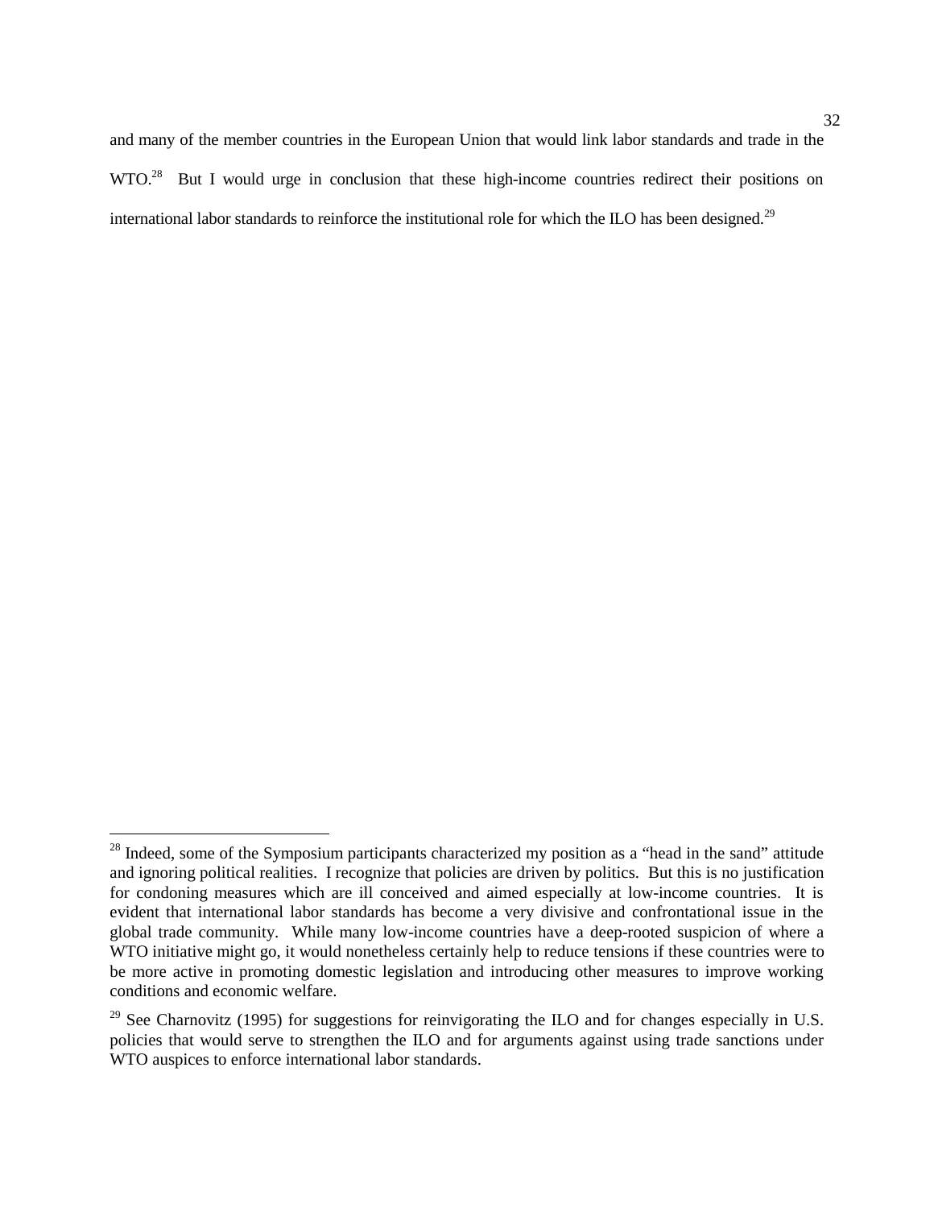and many of the member countries in the European Union that would link labor standards and trade in the WTO.[28] But I would urge in conclusion that these high-income countries redirect their positions on international labor standards to reinforce the institutional role for which the ILO has been designed.[29]

---

[28] Indeed, some of the Symposium participants characterized my position as a "head in the sand" attitude and ignoring political realities. I recognize that policies are driven by politics. But this is no justification for condoning measures which are ill conceived and aimed especially at low-income countries. It is evident that international labor standards has become a very divisive and confrontational issue in the global trade community. While many low-income countries have a deep-rooted suspicion of where a WTO initiative might go, it would nonetheless certainly help to reduce tensions if these countries were to be more active in promoting domestic legislation and introducing other measures to improve working conditions and economic welfare.

[29] See Charnovitz (1995) for suggestions for reinvigorating the ILO and for changes especially in U.S. policies that would serve to strengthen the ILO and for arguments against using trade sanctions under WTO auspices to enforce international labor standards.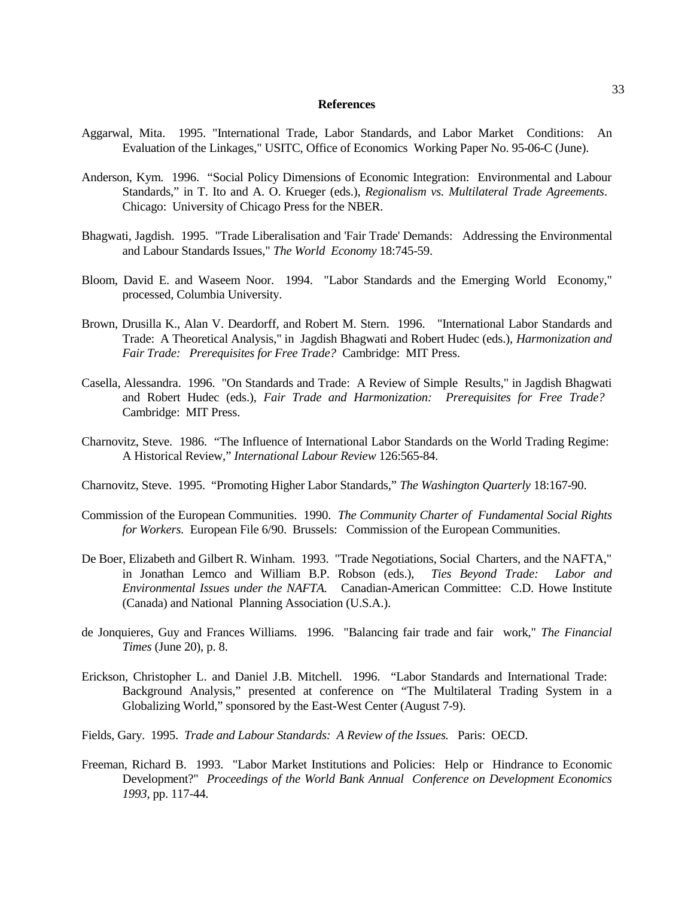## References

Aggarwal, Mita. 1995. "International Trade, Labor Standards, and Labor Market Conditions: An Evaluation of the Linkages," USITC, Office of Economics Working Paper No. 95-06-C (June).

Anderson, Kym. 1996. "Social Policy Dimensions of Economic Integration: Environmental and Labour Standards," in T. Ito and A. O. Krueger (eds.), *Regionalism vs. Multilateral Trade Agreements*. Chicago: University of Chicago Press for the NBER.

Bhagwati, Jagdish. 1995. "Trade Liberalisation and 'Fair Trade' Demands: Addressing the Environmental and Labour Standards Issues," *The World Economy* 18:745-59.

Bloom, David E. and Waseem Noor. 1994. "Labor Standards and the Emerging World Economy," processed, Columbia University.

Brown, Drusilla K., Alan V. Deardorff, and Robert M. Stern. 1996. "International Labor Standards and Trade: A Theoretical Analysis," in Jagdish Bhagwati and Robert Hudec (eds.), *Harmonization and Fair Trade: Prerequisites for Free Trade?* Cambridge: MIT Press.

Casella, Alessandra. 1996. "On Standards and Trade: A Review of Simple Results," in Jagdish Bhagwati and Robert Hudec (eds.), *Fair Trade and Harmonization: Prerequisites for Free Trade?* Cambridge: MIT Press.

Charnovitz, Steve. 1986. "The Influence of International Labor Standards on the World Trading Regime: A Historical Review," *International Labour Review* 126:565-84.

Charnovitz, Steve. 1995. "Promoting Higher Labor Standards," *The Washington Quarterly* 18:167-90.

Commission of the European Communities. 1990. *The Community Charter of Fundamental Social Rights for Workers.* European File 6/90. Brussels: Commission of the European Communities.

De Boer, Elizabeth and Gilbert R. Winham. 1993. "Trade Negotiations, Social Charters, and the NAFTA," in Jonathan Lemco and William B.P. Robson (eds.), *Ties Beyond Trade: Labor and Environmental Issues under the NAFTA.* Canadian-American Committee: C.D. Howe Institute (Canada) and National Planning Association (U.S.A.).

de Jonquieres, Guy and Frances Williams. 1996. "Balancing fair trade and fair work," *The Financial Times* (June 20), p. 8.

Erickson, Christopher L. and Daniel J.B. Mitchell. 1996. "Labor Standards and International Trade: Background Analysis," presented at conference on "The Multilateral Trading System in a Globalizing World," sponsored by the East-West Center (August 7-9).

Fields, Gary. 1995. *Trade and Labour Standards: A Review of the Issues.* Paris: OECD.

Freeman, Richard B. 1993. "Labor Market Institutions and Policies: Help or Hindrance to Economic Development?" *Proceedings of the World Bank Annual Conference on Development Economics 1993,* pp. 117-44.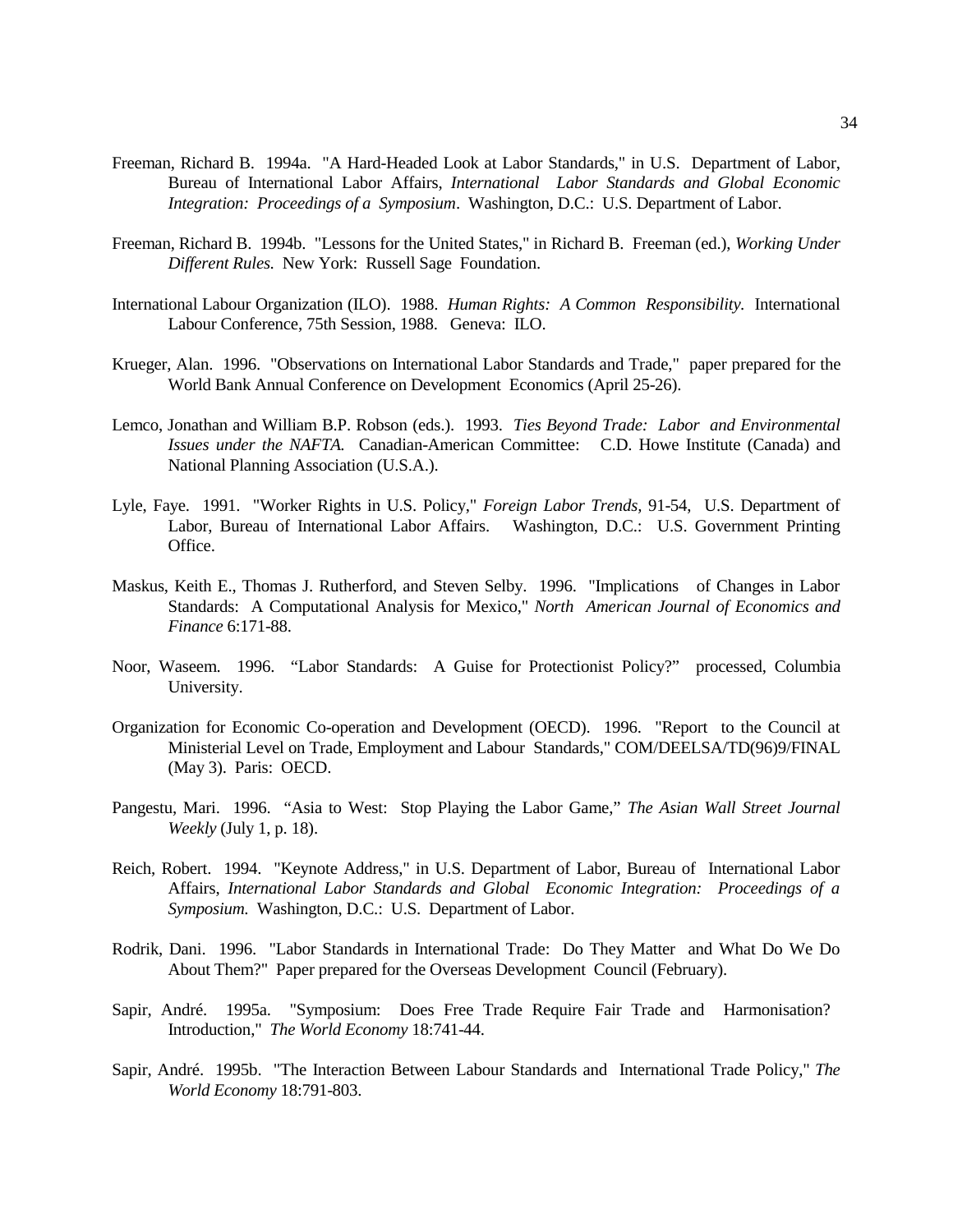Freeman, Richard B. 1994a. "A Hard-Headed Look at Labor Standards," in U.S. Department of Labor, Bureau of International Labor Affairs, *International Labor Standards and Global Economic Integration: Proceedings of a Symposium*. Washington, D.C.: U.S. Department of Labor.

Freeman, Richard B. 1994b. "Lessons for the United States," in Richard B. Freeman (ed.), *Working Under Different Rules.* New York: Russell Sage Foundation.

International Labour Organization (ILO). 1988. *Human Rights: A Common Responsibility.* International Labour Conference, 75th Session, 1988. Geneva: ILO.

Krueger, Alan. 1996. "Observations on International Labor Standards and Trade," paper prepared for the World Bank Annual Conference on Development Economics (April 25-26).

Lemco, Jonathan and William B.P. Robson (eds.). 1993. *Ties Beyond Trade: Labor and Environmental Issues under the NAFTA.* Canadian-American Committee: C.D. Howe Institute (Canada) and National Planning Association (U.S.A.).

Lyle, Faye. 1991. "Worker Rights in U.S. Policy," *Foreign Labor Trends,* 91-54, U.S. Department of Labor, Bureau of International Labor Affairs. Washington, D.C.: U.S. Government Printing Office.

Maskus, Keith E., Thomas J. Rutherford, and Steven Selby. 1996. "Implications of Changes in Labor Standards: A Computational Analysis for Mexico," *North American Journal of Economics and Finance* 6:171-88.

Noor, Waseem. 1996. "Labor Standards: A Guise for Protectionist Policy?" processed, Columbia University.

Organization for Economic Co-operation and Development (OECD). 1996. "Report to the Council at Ministerial Level on Trade, Employment and Labour Standards," COM/DEELSA/TD(96)9/FINAL (May 3). Paris: OECD.

Pangestu, Mari. 1996. "Asia to West: Stop Playing the Labor Game," *The Asian Wall Street Journal Weekly* (July 1, p. 18).

Reich, Robert. 1994. "Keynote Address," in U.S. Department of Labor, Bureau of International Labor Affairs, *International Labor Standards and Global Economic Integration: Proceedings of a Symposium.* Washington, D.C.: U.S. Department of Labor.

Rodrik, Dani. 1996. "Labor Standards in International Trade: Do They Matter and What Do We Do About Them?" Paper prepared for the Overseas Development Council (February).

Sapir, André. 1995a. "Symposium: Does Free Trade Require Fair Trade and Harmonisation? Introduction," *The World Economy* 18:741-44.

Sapir, André. 1995b. "The Interaction Between Labour Standards and International Trade Policy," *The World Economy* 18:791-803.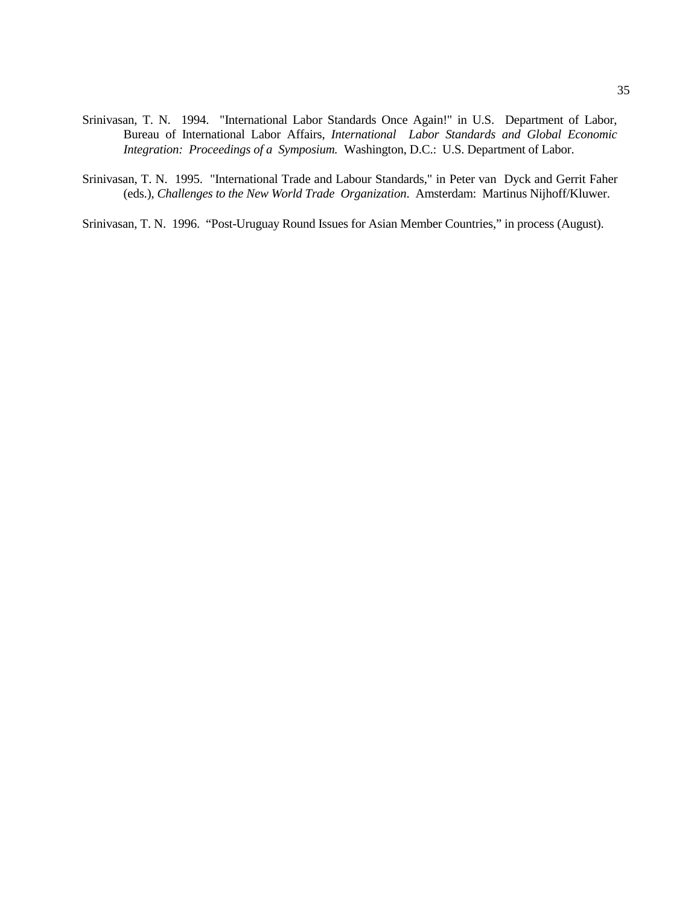Srinivasan, T. N. 1994. "International Labor Standards Once Again!" in U.S. Department of Labor, Bureau of International Labor Affairs, *International Labor Standards and Global Economic Integration: Proceedings of a Symposium.* Washington, D.C.: U.S. Department of Labor.

Srinivasan, T. N. 1995. "International Trade and Labour Standards," in Peter van Dyck and Gerrit Faher (eds.), *Challenges to the New World Trade Organization*. Amsterdam: Martinus Nijhoff/Kluwer.

Srinivasan, T. N. 1996. "Post-Uruguay Round Issues for Asian Member Countries," in process (August).